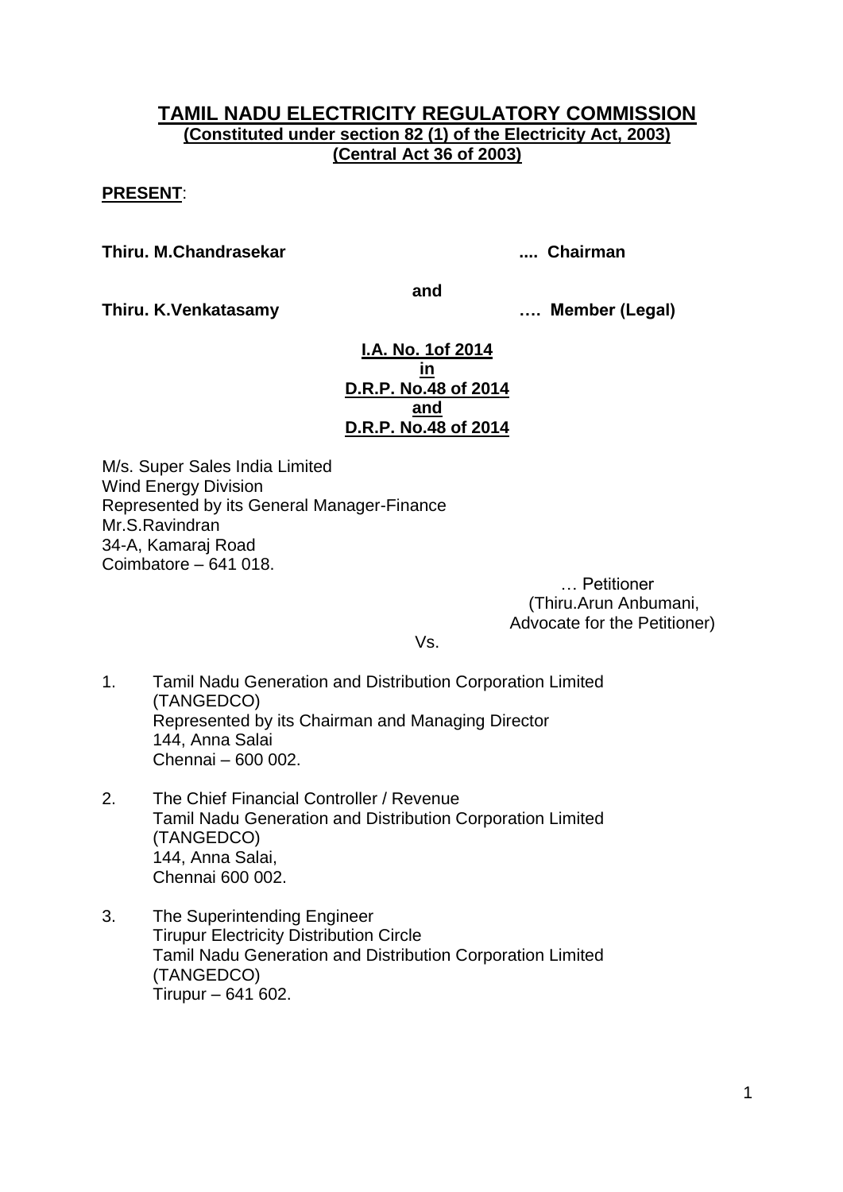# TAMIL NADU ELECTRICITY REGULATORY COMMISSION

**(Constituted under section 82 (1) of the Electricity Act, 2003)**
**(Central Act 36 of 2003)**

**PRESENT**:

**Thiru. M.Chandrasekar .... Chairman**

**and**

**Thiru. K.Venkatasamy …. Member (Legal)**

**I.A. No. 1of 2014**
**in**
**D.R.P. No.48 of 2014**
**and**
**D.R.P. No.48 of 2014**

M/s. Super Sales India Limited
Wind Energy Division
Represented by its General Manager-Finance
Mr.S.Ravindran
34-A, Kamaraj Road
Coimbatore – 641 018.

… Petitioner
(Thiru.Arun Anbumani,
Advocate for the Petitioner)

Vs.

1. Tamil Nadu Generation and Distribution Corporation Limited (TANGEDCO)
   Represented by its Chairman and Managing Director
   144, Anna Salai
   Chennai – 600 002.

2. The Chief Financial Controller / Revenue
   Tamil Nadu Generation and Distribution Corporation Limited (TANGEDCO)
   144, Anna Salai,
   Chennai 600 002.

3. The Superintending Engineer
   Tirupur Electricity Distribution Circle
   Tamil Nadu Generation and Distribution Corporation Limited (TANGEDCO)
   Tirupur – 641 602.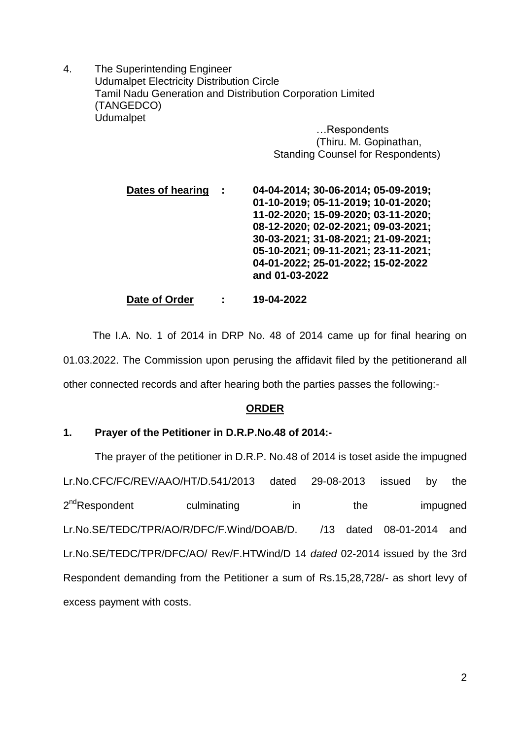4. The Superintending Engineer
   Udumalpet Electricity Distribution Circle
   Tamil Nadu Generation and Distribution Corporation Limited
   (TANGEDCO)
   Udumalpet

…Respondents
(Thiru. M. Gopinathan,
Standing Counsel for Respondents)

| | | |
|---|---|---|
| **Dates of hearing** | **:** | **04-04-2014; 30-06-2014; 05-09-2019; 01-10-2019; 05-11-2019; 10-01-2020; 11-02-2020; 15-09-2020; 03-11-2020; 08-12-2020; 02-02-2021; 09-03-2021; 30-03-2021; 31-08-2021; 21-09-2021; 05-10-2021; 09-11-2021; 23-11-2021; 04-01-2022; 25-01-2022; 15-02-2022 and 01-03-2022** |
| **Date of Order** | **:** | **19-04-2022** |

The I.A. No. 1 of 2014 in DRP No. 48 of 2014 came up for final hearing on 01.03.2022. The Commission upon perusing the affidavit filed by the petitionerand all other connected records and after hearing both the parties passes the following:-

**ORDER**

**1. Prayer of the Petitioner in D.R.P.No.48 of 2014:-**

The prayer of the petitioner in D.R.P. No.48 of 2014 is toset aside the impugned Lr.No.CFC/FC/REV/AAO/HT/D.541/2013 dated 29-08-2013 issued by the 2nd Respondent culminating in the impugned Lr.No.SE/TEDC/TPR/AO/R/DFC/F.Wind/DOAB/D. /13 dated 08-01-2014 and Lr.No.SE/TEDC/TPR/DFC/AO/ Rev/F.HTWind/D 14 *dated* 02-2014 issued by the 3rd Respondent demanding from the Petitioner a sum of Rs.15,28,728/- as short levy of excess payment with costs.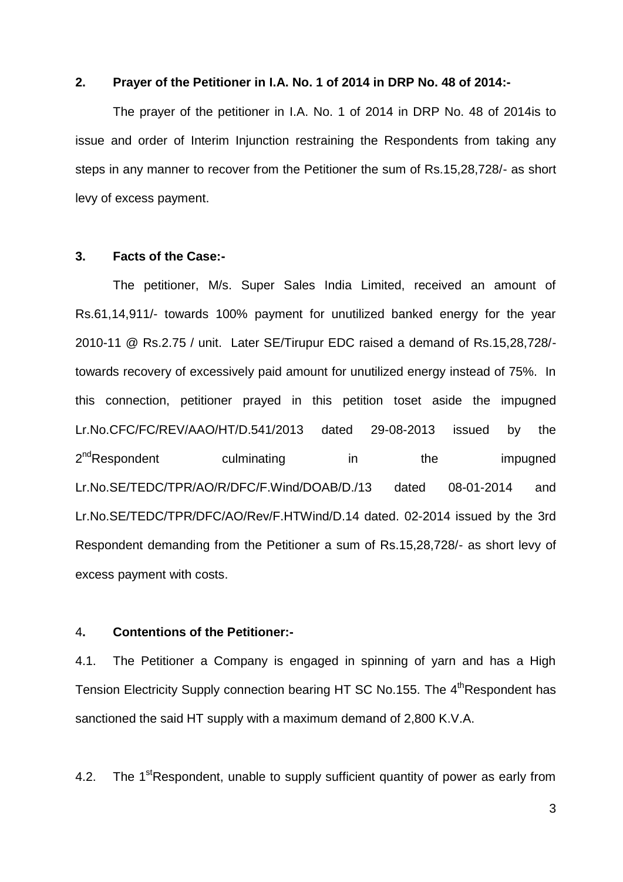**2. Prayer of the Petitioner in I.A. No. 1 of 2014 in DRP No. 48 of 2014:-**

The prayer of the petitioner in I.A. No. 1 of 2014 in DRP No. 48 of 2014is to issue and order of Interim Injunction restraining the Respondents from taking any steps in any manner to recover from the Petitioner the sum of Rs.15,28,728/- as short levy of excess payment.

**3. Facts of the Case:-**

The petitioner, M/s. Super Sales India Limited, received an amount of Rs.61,14,911/- towards 100% payment for unutilized banked energy for the year 2010-11 @ Rs.2.75 / unit. Later SE/Tirupur EDC raised a demand of Rs.15,28,728/- towards recovery of excessively paid amount for unutilized energy instead of 75%. In this connection, petitioner prayed in this petition toset aside the impugned Lr.No.CFC/FC/REV/AAO/HT/D.541/2013 dated 29-08-2013 issued by the 2nd Respondent culminating in the impugned Lr.No.SE/TEDC/TPR/AO/R/DFC/F.Wind/DOAB/D./13 dated 08-01-2014 and Lr.No.SE/TEDC/TPR/DFC/AO/Rev/F.HTWind/D.14 dated. 02-2014 issued by the 3rd Respondent demanding from the Petitioner a sum of Rs.15,28,728/- as short levy of excess payment with costs.

**4. Contentions of the Petitioner:-**

4.1. The Petitioner a Company is engaged in spinning of yarn and has a High Tension Electricity Supply connection bearing HT SC No.155. The 4th Respondent has sanctioned the said HT supply with a maximum demand of 2,800 K.V.A.

4.2. The 1st Respondent, unable to supply sufficient quantity of power as early from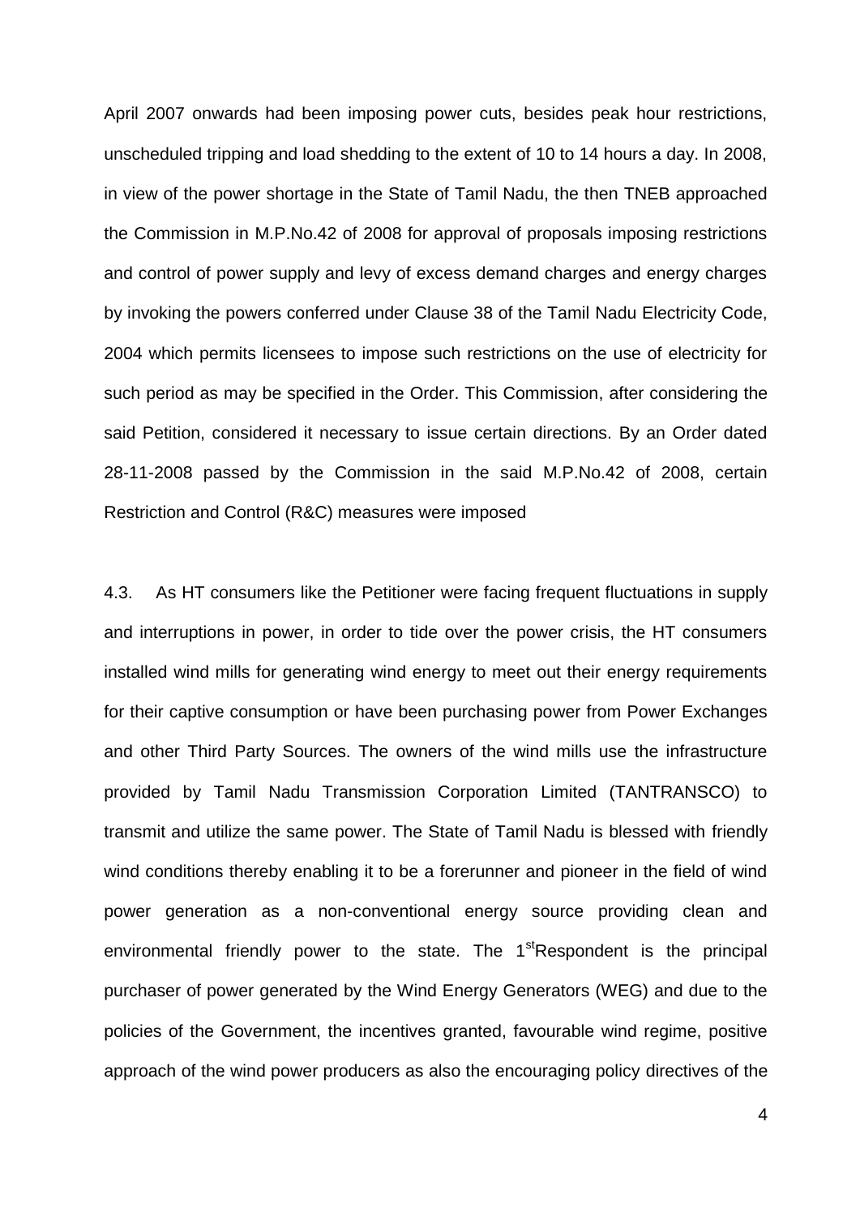April 2007 onwards had been imposing power cuts, besides peak hour restrictions, unscheduled tripping and load shedding to the extent of 10 to 14 hours a day. In 2008, in view of the power shortage in the State of Tamil Nadu, the then TNEB approached the Commission in M.P.No.42 of 2008 for approval of proposals imposing restrictions and control of power supply and levy of excess demand charges and energy charges by invoking the powers conferred under Clause 38 of the Tamil Nadu Electricity Code, 2004 which permits licensees to impose such restrictions on the use of electricity for such period as may be specified in the Order. This Commission, after considering the said Petition, considered it necessary to issue certain directions. By an Order dated 28-11-2008 passed by the Commission in the said M.P.No.42 of 2008, certain Restriction and Control (R&C) measures were imposed

4.3. As HT consumers like the Petitioner were facing frequent fluctuations in supply and interruptions in power, in order to tide over the power crisis, the HT consumers installed wind mills for generating wind energy to meet out their energy requirements for their captive consumption or have been purchasing power from Power Exchanges and other Third Party Sources. The owners of the wind mills use the infrastructure provided by Tamil Nadu Transmission Corporation Limited (TANTRANSCO) to transmit and utilize the same power. The State of Tamil Nadu is blessed with friendly wind conditions thereby enabling it to be a forerunner and pioneer in the field of wind power generation as a non-conventional energy source providing clean and environmental friendly power to the state. The 1st Respondent is the principal purchaser of power generated by the Wind Energy Generators (WEG) and due to the policies of the Government, the incentives granted, favourable wind regime, positive approach of the wind power producers as also the encouraging policy directives of the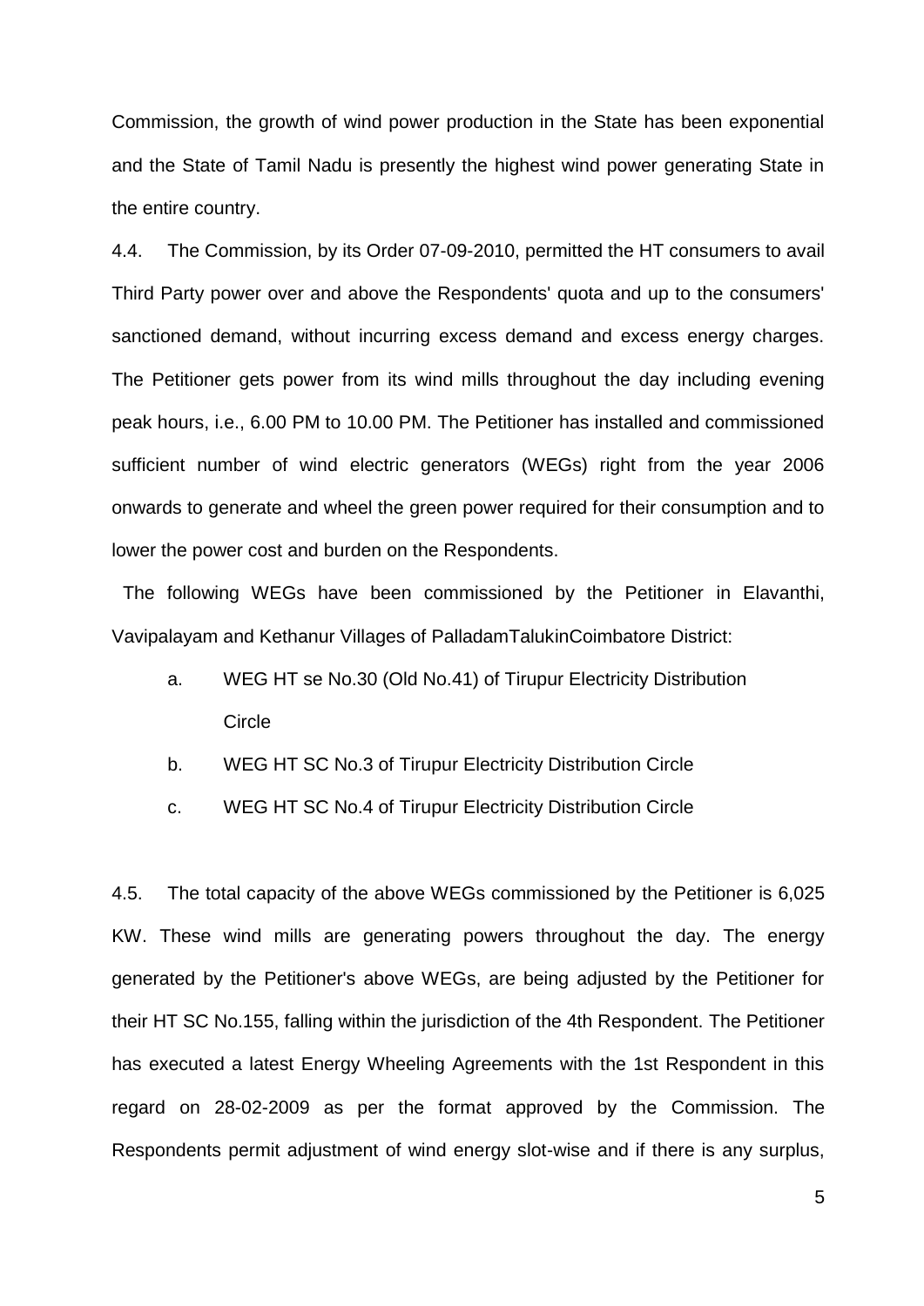Commission, the growth of wind power production in the State has been exponential and the State of Tamil Nadu is presently the highest wind power generating State in the entire country.

4.4. The Commission, by its Order 07-09-2010, permitted the HT consumers to avail Third Party power over and above the Respondents' quota and up to the consumers' sanctioned demand, without incurring excess demand and excess energy charges. The Petitioner gets power from its wind mills throughout the day including evening peak hours, i.e., 6.00 PM to 10.00 PM. The Petitioner has installed and commissioned sufficient number of wind electric generators (WEGs) right from the year 2006 onwards to generate and wheel the green power required for their consumption and to lower the power cost and burden on the Respondents.

The following WEGs have been commissioned by the Petitioner in Elavanthi, Vavipalayam and Kethanur Villages of PalladamTalukinCoimbatore District:

a. WEG HT se No.30 (Old No.41) of Tirupur Electricity Distribution Circle

b. WEG HT SC No.3 of Tirupur Electricity Distribution Circle

c. WEG HT SC No.4 of Tirupur Electricity Distribution Circle

4.5. The total capacity of the above WEGs commissioned by the Petitioner is 6,025 KW. These wind mills are generating powers throughout the day. The energy generated by the Petitioner's above WEGs, are being adjusted by the Petitioner for their HT SC No.155, falling within the jurisdiction of the 4th Respondent. The Petitioner has executed a latest Energy Wheeling Agreements with the 1st Respondent in this regard on 28-02-2009 as per the format approved by the Commission. The Respondents permit adjustment of wind energy slot-wise and if there is any surplus,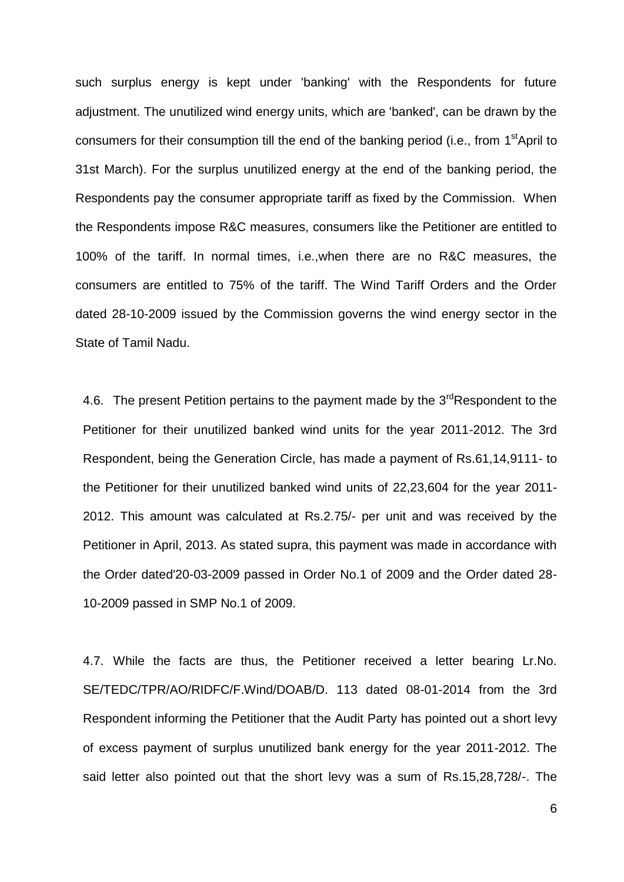such surplus energy is kept under 'banking' with the Respondents for future adjustment. The unutilized wind energy units, which are 'banked', can be drawn by the consumers for their consumption till the end of the banking period (i.e., from 1st April to 31st March). For the surplus unutilized energy at the end of the banking period, the Respondents pay the consumer appropriate tariff as fixed by the Commission. When the Respondents impose R&C measures, consumers like the Petitioner are entitled to 100% of the tariff. In normal times, i.e.,when there are no R&C measures, the consumers are entitled to 75% of the tariff. The Wind Tariff Orders and the Order dated 28-10-2009 issued by the Commission governs the wind energy sector in the State of Tamil Nadu.

4.6. The present Petition pertains to the payment made by the 3rd Respondent to the Petitioner for their unutilized banked wind units for the year 2011-2012. The 3rd Respondent, being the Generation Circle, has made a payment of Rs.61,14,9111- to the Petitioner for their unutilized banked wind units of 22,23,604 for the year 2011-2012. This amount was calculated at Rs.2.75/- per unit and was received by the Petitioner in April, 2013. As stated supra, this payment was made in accordance with the Order dated'20-03-2009 passed in Order No.1 of 2009 and the Order dated 28-10-2009 passed in SMP No.1 of 2009.

4.7. While the facts are thus, the Petitioner received a letter bearing Lr.No. SE/TEDC/TPR/AO/RIDFC/F.Wind/DOAB/D. 113 dated 08-01-2014 from the 3rd Respondent informing the Petitioner that the Audit Party has pointed out a short levy of excess payment of surplus unutilized bank energy for the year 2011-2012. The said letter also pointed out that the short levy was a sum of Rs.15,28,728/-. The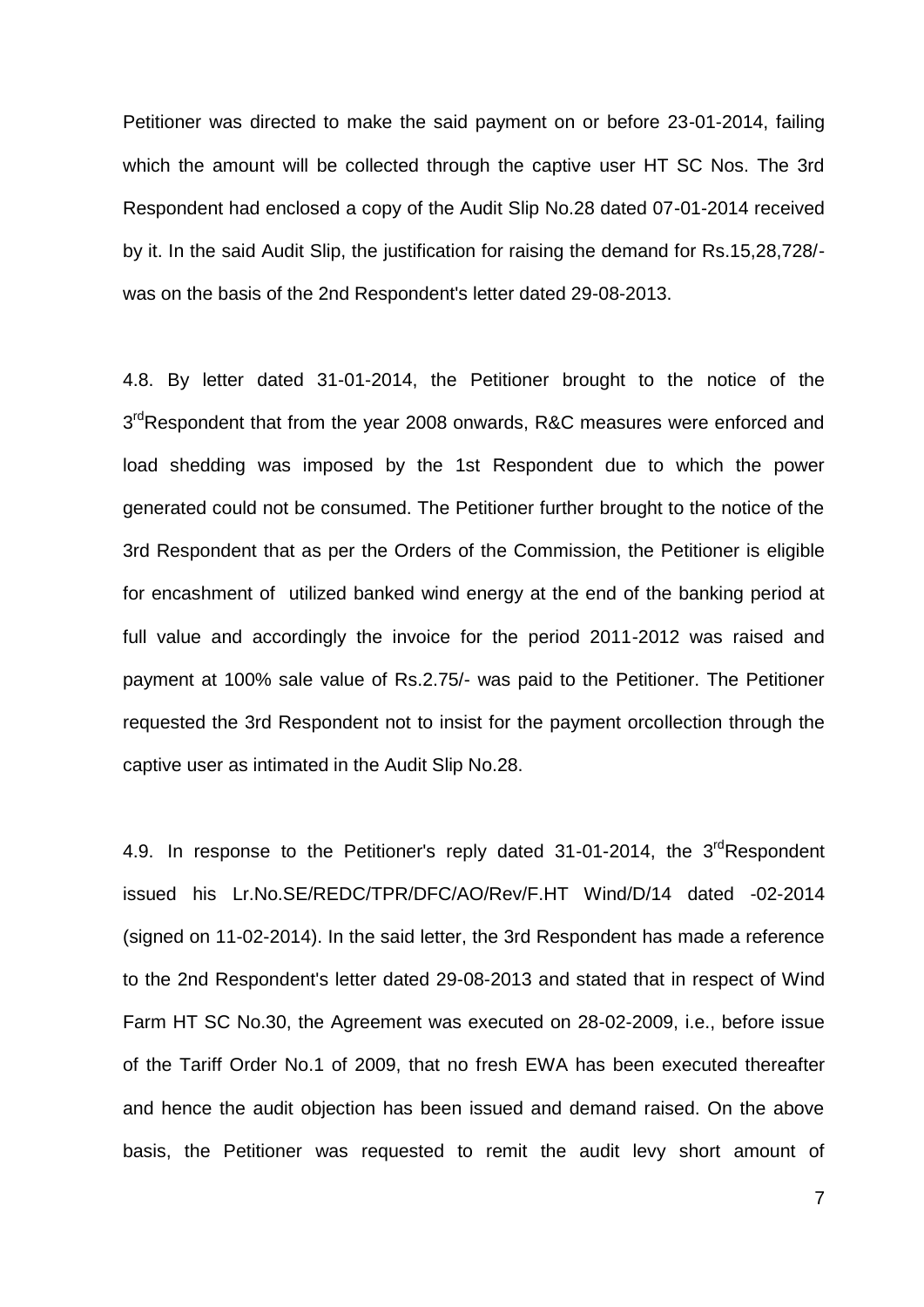Petitioner was directed to make the said payment on or before 23-01-2014, failing which the amount will be collected through the captive user HT SC Nos. The 3rd Respondent had enclosed a copy of the Audit Slip No.28 dated 07-01-2014 received by it. In the said Audit Slip, the justification for raising the demand for Rs.15,28,728/- was on the basis of the 2nd Respondent's letter dated 29-08-2013.

4.8. By letter dated 31-01-2014, the Petitioner brought to the notice of the 3rdRespondent that from the year 2008 onwards, R&C measures were enforced and load shedding was imposed by the 1st Respondent due to which the power generated could not be consumed. The Petitioner further brought to the notice of the 3rd Respondent that as per the Orders of the Commission, the Petitioner is eligible for encashment of utilized banked wind energy at the end of the banking period at full value and accordingly the invoice for the period 2011-2012 was raised and payment at 100% sale value of Rs.2.75/- was paid to the Petitioner. The Petitioner requested the 3rd Respondent not to insist for the payment orcollection through the captive user as intimated in the Audit Slip No.28.

4.9. In response to the Petitioner's reply dated 31-01-2014, the 3rdRespondent issued his Lr.No.SE/REDC/TPR/DFC/AO/Rev/F.HT Wind/D/14 dated -02-2014 (signed on 11-02-2014). In the said letter, the 3rd Respondent has made a reference to the 2nd Respondent's letter dated 29-08-2013 and stated that in respect of Wind Farm HT SC No.30, the Agreement was executed on 28-02-2009, i.e., before issue of the Tariff Order No.1 of 2009, that no fresh EWA has been executed thereafter and hence the audit objection has been issued and demand raised. On the above basis, the Petitioner was requested to remit the audit levy short amount of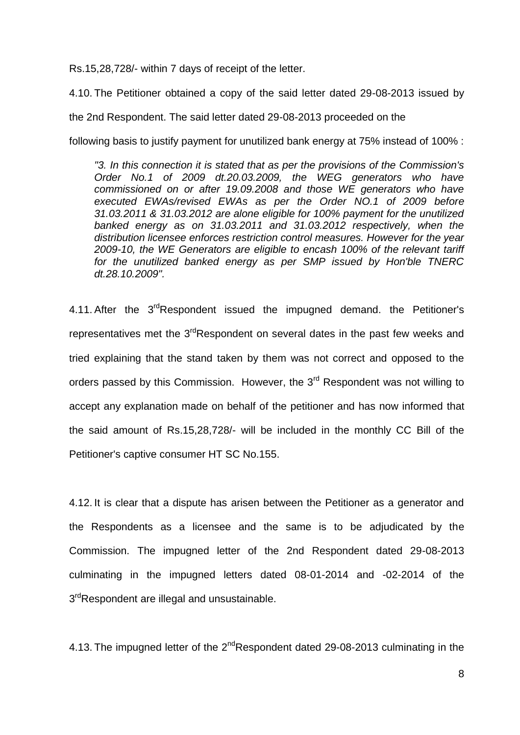Rs.15,28,728/- within 7 days of receipt of the letter.

4.10. The Petitioner obtained a copy of the said letter dated 29-08-2013 issued by the 2nd Respondent. The said letter dated 29-08-2013 proceeded on the following basis to justify payment for unutilized bank energy at 75% instead of 100% :

> *"3. In this connection it is stated that as per the provisions of the Commission's Order No.1 of 2009 dt.20.03.2009, the WEG generators who have commissioned on or after 19.09.2008 and those WE generators who have executed EWAs/revised EWAs as per the Order NO.1 of 2009 before 31.03.2011 & 31.03.2012 are alone eligible for 100% payment for the unutilized banked energy as on 31.03.2011 and 31.03.2012 respectively, when the distribution licensee enforces restriction control measures. However for the year 2009-10, the WE Generators are eligible to encash 100% of the relevant tariff for the unutilized banked energy as per SMP issued by Hon'ble TNERC dt.28.10.2009".*

4.11. After the 3rd Respondent issued the impugned demand. the Petitioner's representatives met the 3rd Respondent on several dates in the past few weeks and tried explaining that the stand taken by them was not correct and opposed to the orders passed by this Commission. However, the 3rd Respondent was not willing to accept any explanation made on behalf of the petitioner and has now informed that the said amount of Rs.15,28,728/- will be included in the monthly CC Bill of the Petitioner's captive consumer HT SC No.155.

4.12. It is clear that a dispute has arisen between the Petitioner as a generator and the Respondents as a licensee and the same is to be adjudicated by the Commission. The impugned letter of the 2nd Respondent dated 29-08-2013 culminating in the impugned letters dated 08-01-2014 and -02-2014 of the 3rd Respondent are illegal and unsustainable.

4.13. The impugned letter of the 2nd Respondent dated 29-08-2013 culminating in the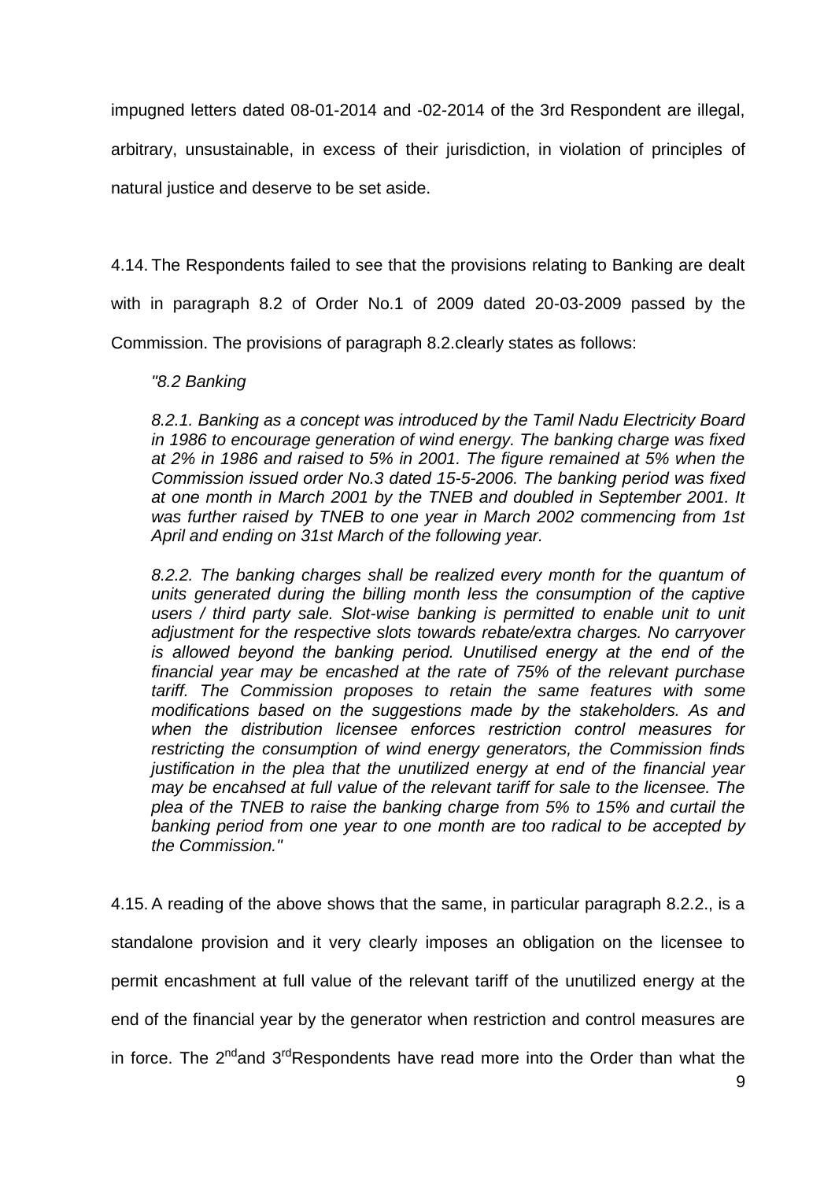impugned letters dated 08-01-2014 and -02-2014 of the 3rd Respondent are illegal, arbitrary, unsustainable, in excess of their jurisdiction, in violation of principles of natural justice and deserve to be set aside.

4.14. The Respondents failed to see that the provisions relating to Banking are dealt with in paragraph 8.2 of Order No.1 of 2009 dated 20-03-2009 passed by the Commission. The provisions of paragraph 8.2.clearly states as follows:

> *"8.2 Banking*
>
> *8.2.1. Banking as a concept was introduced by the Tamil Nadu Electricity Board in 1986 to encourage generation of wind energy. The banking charge was fixed at 2% in 1986 and raised to 5% in 2001. The figure remained at 5% when the Commission issued order No.3 dated 15-5-2006. The banking period was fixed at one month in March 2001 by the TNEB and doubled in September 2001. It was further raised by TNEB to one year in March 2002 commencing from 1st April and ending on 31st March of the following year.*
>
> *8.2.2. The banking charges shall be realized every month for the quantum of units generated during the billing month less the consumption of the captive users / third party sale. Slot-wise banking is permitted to enable unit to unit adjustment for the respective slots towards rebate/extra charges. No carryover is allowed beyond the banking period. Unutilised energy at the end of the financial year may be encashed at the rate of 75% of the relevant purchase tariff. The Commission proposes to retain the same features with some modifications based on the suggestions made by the stakeholders. As and when the distribution licensee enforces restriction control measures for restricting the consumption of wind energy generators, the Commission finds justification in the plea that the unutilized energy at end of the financial year may be encahsed at full value of the relevant tariff for sale to the licensee. The plea of the TNEB to raise the banking charge from 5% to 15% and curtail the banking period from one year to one month are too radical to be accepted by the Commission."*

4.15. A reading of the above shows that the same, in particular paragraph 8.2.2., is a standalone provision and it very clearly imposes an obligation on the licensee to permit encashment at full value of the relevant tariff of the unutilized energy at the end of the financial year by the generator when restriction and control measures are in force. The 2nd and 3rd Respondents have read more into the Order than what the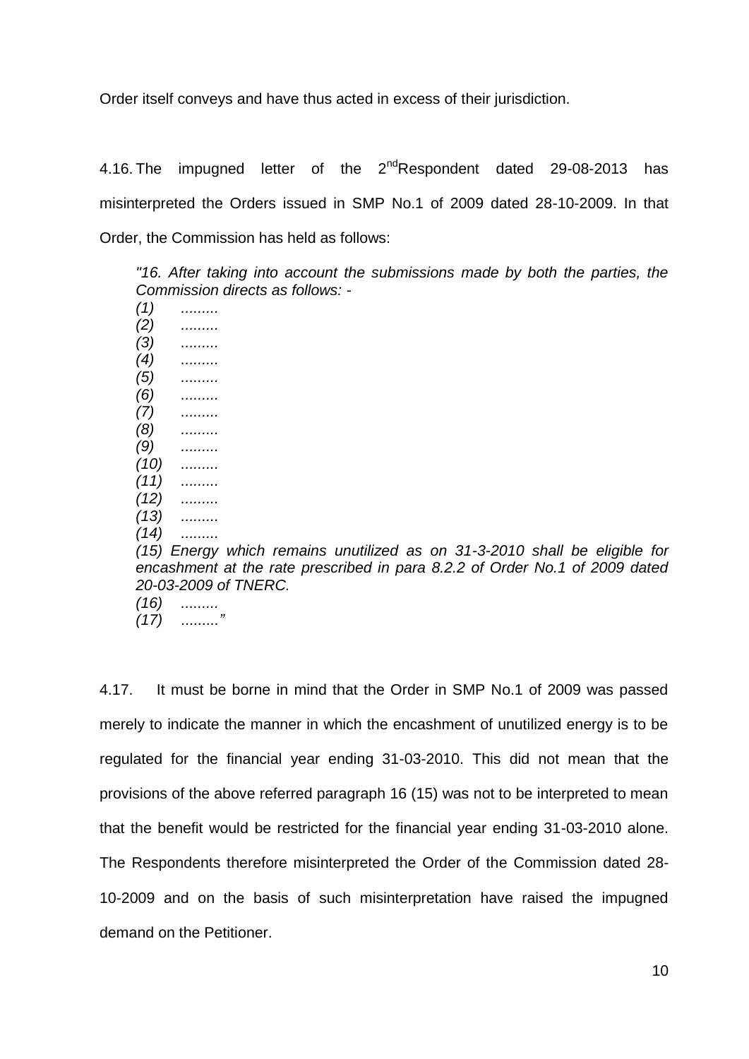Order itself conveys and have thus acted in excess of their jurisdiction.

4.16. The impugned letter of the 2nd Respondent dated 29-08-2013 has misinterpreted the Orders issued in SMP No.1 of 2009 dated 28-10-2009. In that Order, the Commission has held as follows:

> *"16. After taking into account the submissions made by both the parties, the Commission directs as follows: -*
> *(1) .........*
> *(2) .........*
> *(3) .........*
> *(4) .........*
> *(5) .........*
> *(6) .........*
> *(7) .........*
> *(8) .........*
> *(9) .........*
> *(10) .........*
> *(11) .........*
> *(12) .........*
> *(13) .........*
> *(14) .........*
> *(15) Energy which remains unutilized as on 31-3-2010 shall be eligible for encashment at the rate prescribed in para 8.2.2 of Order No.1 of 2009 dated 20-03-2009 of TNERC.*
> *(16) .........*
> *(17) ........."*

4.17. It must be borne in mind that the Order in SMP No.1 of 2009 was passed merely to indicate the manner in which the encashment of unutilized energy is to be regulated for the financial year ending 31-03-2010. This did not mean that the provisions of the above referred paragraph 16 (15) was not to be interpreted to mean that the benefit would be restricted for the financial year ending 31-03-2010 alone. The Respondents therefore misinterpreted the Order of the Commission dated 28-10-2009 and on the basis of such misinterpretation have raised the impugned demand on the Petitioner.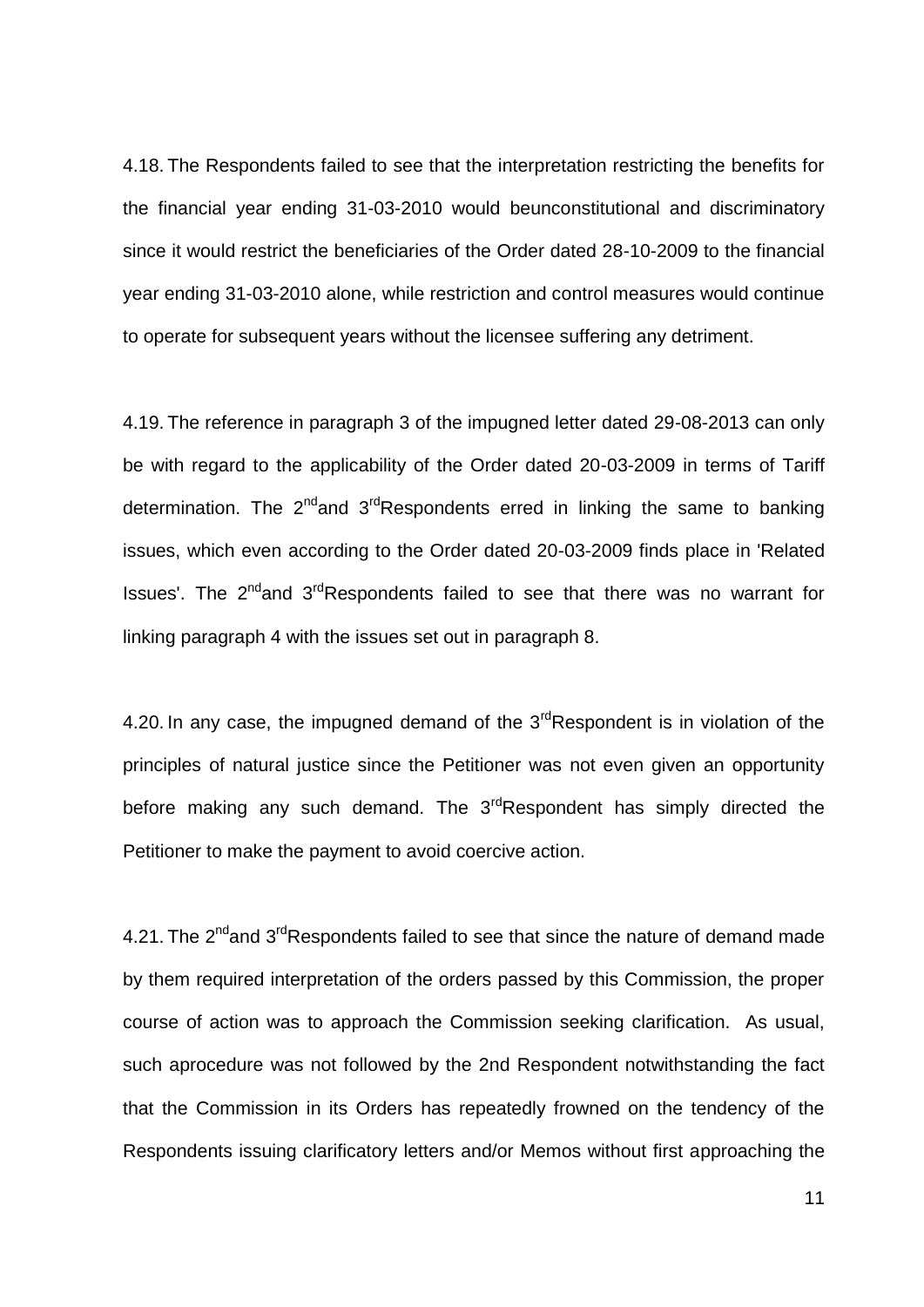4.18. The Respondents failed to see that the interpretation restricting the benefits for the financial year ending 31-03-2010 would beunconstitutional and discriminatory since it would restrict the beneficiaries of the Order dated 28-10-2009 to the financial year ending 31-03-2010 alone, while restriction and control measures would continue to operate for subsequent years without the licensee suffering any detriment.

4.19. The reference in paragraph 3 of the impugned letter dated 29-08-2013 can only be with regard to the applicability of the Order dated 20-03-2009 in terms of Tariff determination. The 2nd and 3rd Respondents erred in linking the same to banking issues, which even according to the Order dated 20-03-2009 finds place in 'Related Issues'. The 2nd and 3rd Respondents failed to see that there was no warrant for linking paragraph 4 with the issues set out in paragraph 8.

4.20. In any case, the impugned demand of the 3rd Respondent is in violation of the principles of natural justice since the Petitioner was not even given an opportunity before making any such demand. The 3rd Respondent has simply directed the Petitioner to make the payment to avoid coercive action.

4.21. The 2nd and 3rd Respondents failed to see that since the nature of demand made by them required interpretation of the orders passed by this Commission, the proper course of action was to approach the Commission seeking clarification. As usual, such aprocedure was not followed by the 2nd Respondent notwithstanding the fact that the Commission in its Orders has repeatedly frowned on the tendency of the Respondents issuing clarificatory letters and/or Memos without first approaching the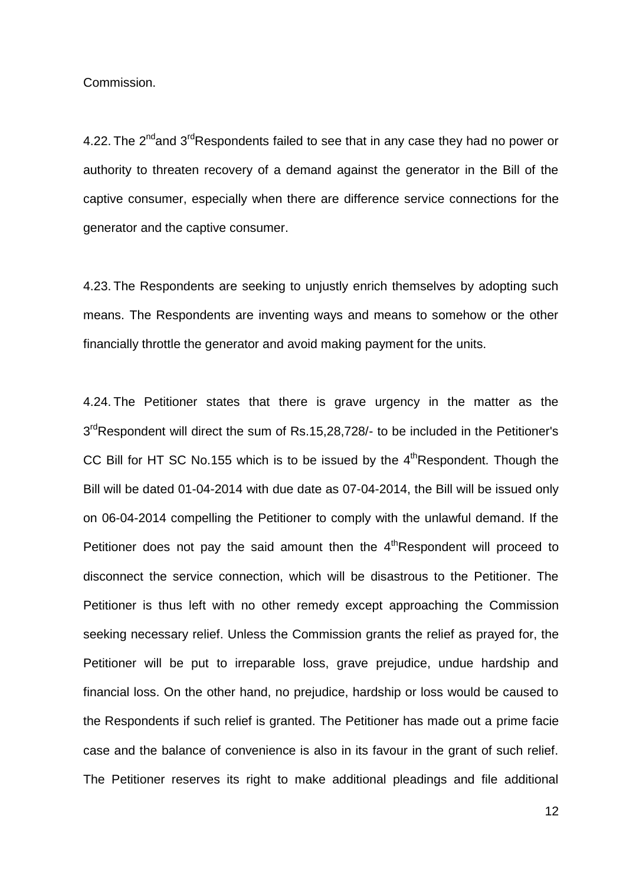Commission.

4.22. The 2nd and 3rd Respondents failed to see that in any case they had no power or authority to threaten recovery of a demand against the generator in the Bill of the captive consumer, especially when there are difference service connections for the generator and the captive consumer.

4.23. The Respondents are seeking to unjustly enrich themselves by adopting such means. The Respondents are inventing ways and means to somehow or the other financially throttle the generator and avoid making payment for the units.

4.24. The Petitioner states that there is grave urgency in the matter as the 3rd Respondent will direct the sum of Rs.15,28,728/- to be included in the Petitioner's CC Bill for HT SC No.155 which is to be issued by the 4th Respondent. Though the Bill will be dated 01-04-2014 with due date as 07-04-2014, the Bill will be issued only on 06-04-2014 compelling the Petitioner to comply with the unlawful demand. If the Petitioner does not pay the said amount then the 4th Respondent will proceed to disconnect the service connection, which will be disastrous to the Petitioner. The Petitioner is thus left with no other remedy except approaching the Commission seeking necessary relief. Unless the Commission grants the relief as prayed for, the Petitioner will be put to irreparable loss, grave prejudice, undue hardship and financial loss. On the other hand, no prejudice, hardship or loss would be caused to the Respondents if such relief is granted. The Petitioner has made out a prime facie case and the balance of convenience is also in its favour in the grant of such relief. The Petitioner reserves its right to make additional pleadings and file additional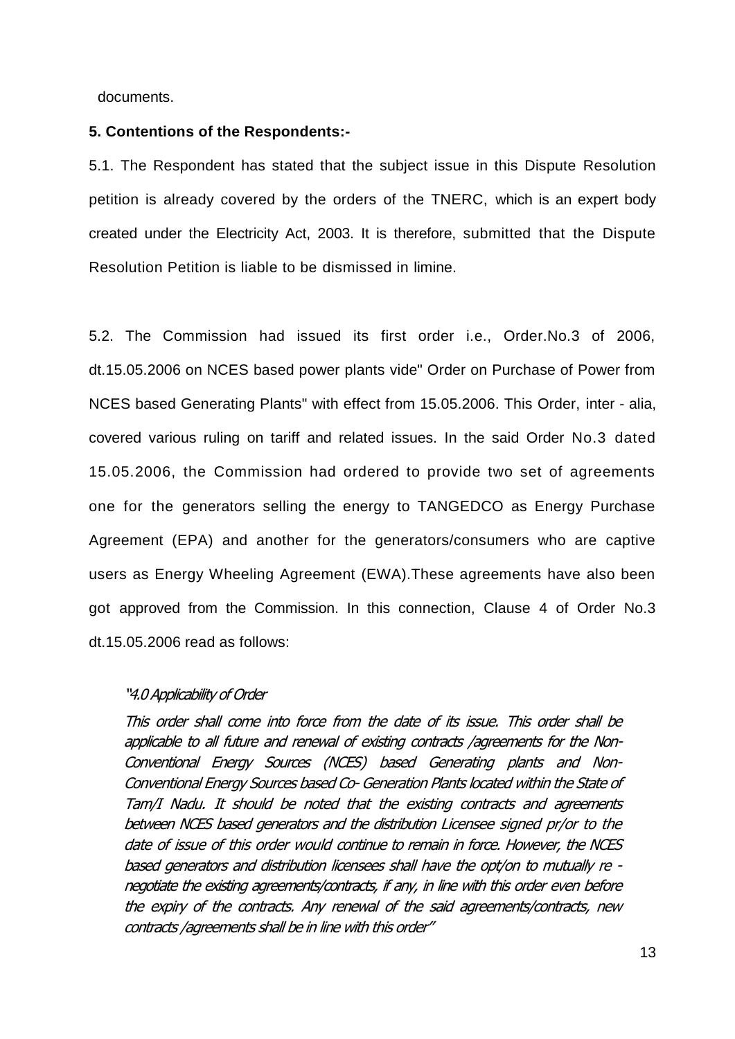documents.

**5. Contentions of the Respondents:-**

5.1. The Respondent has stated that the subject issue in this Dispute Resolution petition is already covered by the orders of the TNERC, which is an expert body created under the Electricity Act, 2003. It is therefore, submitted that the Dispute Resolution Petition is liable to be dismissed in limine.

5.2. The Commission had issued its first order i.e., Order.No.3 of 2006, dt.15.05.2006 on NCES based power plants vide" Order on Purchase of Power from NCES based Generating Plants" with effect from 15.05.2006. This Order, inter - alia, covered various ruling on tariff and related issues. In the said Order No.3 dated 15.05.2006, the Commission had ordered to provide two set of agreements one for the generators selling the energy to TANGEDCO as Energy Purchase Agreement (EPA) and another for the generators/consumers who are captive users as Energy Wheeling Agreement (EWA).These agreements have also been got approved from the Commission. In this connection, Clause 4 of Order No.3 dt.15.05.2006 read as follows:

> *"4.0 Applicability of Order*
>
> *This order shall come into force from the date of its issue. This order shall be applicable to all future and renewal of existing contracts /agreements for the Non-Conventional Energy Sources (NCES) based Generating plants and Non-Conventional Energy Sources based Co- Generation Plants located within the State of Tam/I Nadu. It should be noted that the existing contracts and agreements between NCES based generators and the distribution Licensee signed pr/or to the date of issue of this order would continue to remain in force. However, the NCES based generators and distribution licensees shall have the opt/on to mutually re - negotiate the existing agreements/contracts, if any, in line with this order even before the expiry of the contracts. Any renewal of the said agreements/contracts, new contracts /agreements shall be in line with this order"*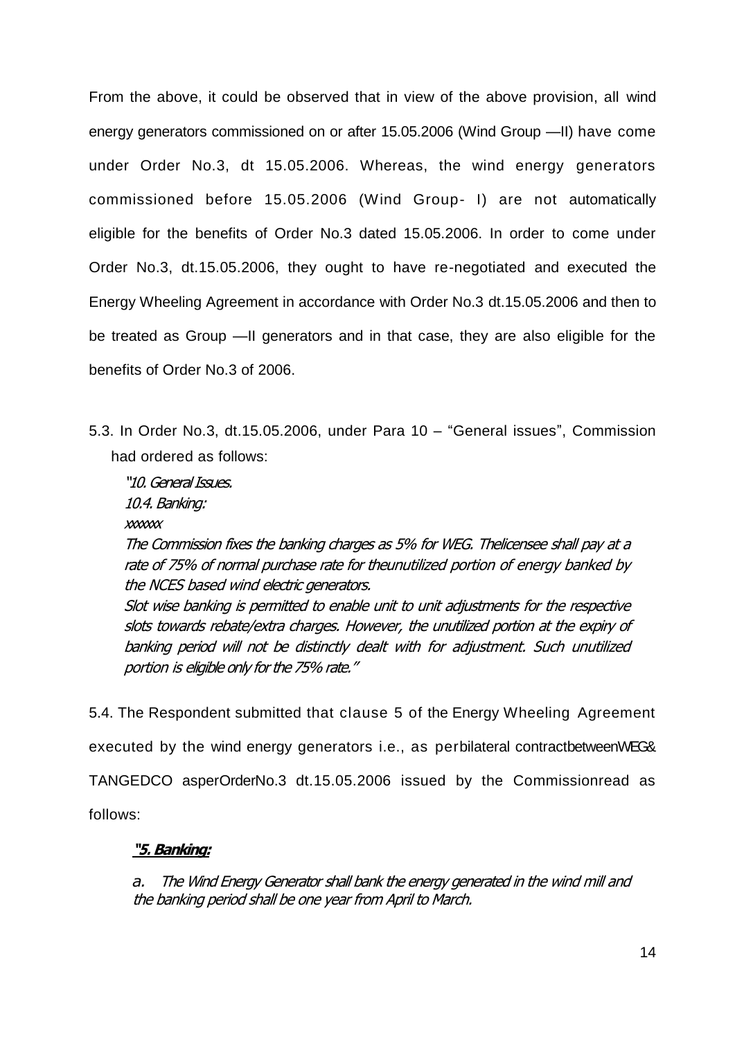From the above, it could be observed that in view of the above provision, all wind energy generators commissioned on or after 15.05.2006 (Wind Group —II) have come under Order No.3, dt 15.05.2006. Whereas, the wind energy generators commissioned before 15.05.2006 (Wind Group- I) are not automatically eligible for the benefits of Order No.3 dated 15.05.2006. In order to come under Order No.3, dt.15.05.2006, they ought to have re-negotiated and executed the Energy Wheeling Agreement in accordance with Order No.3 dt.15.05.2006 and then to be treated as Group —II generators and in that case, they are also eligible for the benefits of Order No.3 of 2006.

5.3. In Order No.3, dt.15.05.2006, under Para 10 – "General issues", Commission had ordered as follows:

> *"10. General Issues.*
> *10.4. Banking:*
> *xxxxxx*
> *The Commission fixes the banking charges as 5% for WEG. Thelicensee shall pay at a rate of 75% of normal purchase rate for theunutilized portion of energy banked by the NCES based wind electric generators.*
> *Slot wise banking is permitted to enable unit to unit adjustments for the respective slots towards rebate/extra charges. However, the unutilized portion at the expiry of banking period will not be distinctly dealt with for adjustment. Such unutilized portion is eligible only for the 75% rate."*

5.4. The Respondent submitted that clause 5 of the Energy Wheeling Agreement executed by the wind energy generators i.e., as perbilateral contractbetweenWEG& TANGEDCO asperOrderNo.3 dt.15.05.2006 issued by the Commissionread as follows:

> ***"5. Banking:***
>
> *a. The Wind Energy Generator shall bank the energy generated in the wind mill and the banking period shall be one year from April to March.*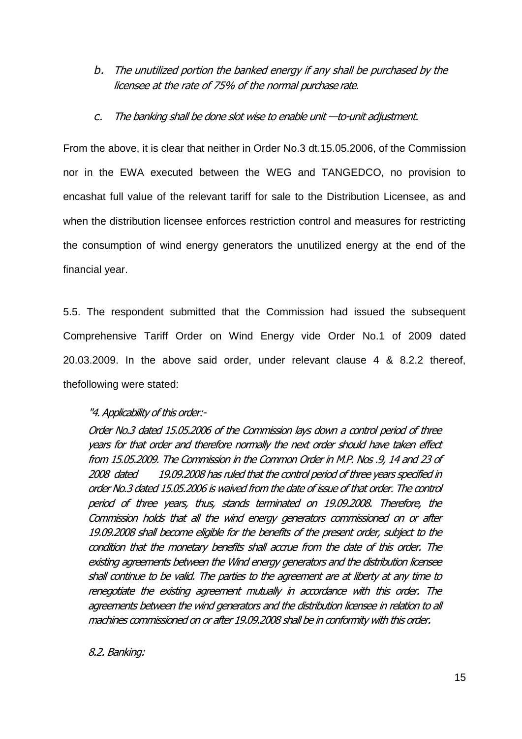b. *The unutilized portion the banked energy if any shall be purchased by the licensee at the rate of 75% of the normal purchase rate.*

c. *The banking shall be done slot wise to enable unit —to-unit adjustment.*

From the above, it is clear that neither in Order No.3 dt.15.05.2006, of the Commission nor in the EWA executed between the WEG and TANGEDCO, no provision to encashat full value of the relevant tariff for sale to the Distribution Licensee, as and when the distribution licensee enforces restriction control and measures for restricting the consumption of wind energy generators the unutilized energy at the end of the financial year.

5.5. The respondent submitted that the Commission had issued the subsequent Comprehensive Tariff Order on Wind Energy vide Order No.1 of 2009 dated 20.03.2009. In the above said order, under relevant clause 4 & 8.2.2 thereof, thefollowing were stated:

*"4. Applicability of this order:-*

*Order No.3 dated 15.05.2006 of the Commission lays down a control period of three years for that order and therefore normally the next order should have taken effect from 15.05.2009. The Commission in the Common Order in M.P. Nos .9, 14 and 23 of 2008 dated 19.09.2008 has ruled that the control period of three years specified in order No.3 dated 15.05.2006 is waived from the date of issue of that order. The control period of three years, thus, stands terminated on 19.09.2008. Therefore, the Commission holds that all the wind energy generators commissioned on or after 19.09.2008 shall become eligible for the benefits of the present order, subject to the condition that the monetary benefits shall accrue from the date of this order. The existing agreements between the Wind energy generators and the distribution licensee shall continue to be valid. The parties to the agreement are at liberty at any time to renegotiate the existing agreement mutually in accordance with this order. The agreements between the wind generators and the distribution licensee in relation to all machines commissioned on or after 19.09.2008 shall be in conformity with this order.*

*8.2. Banking:*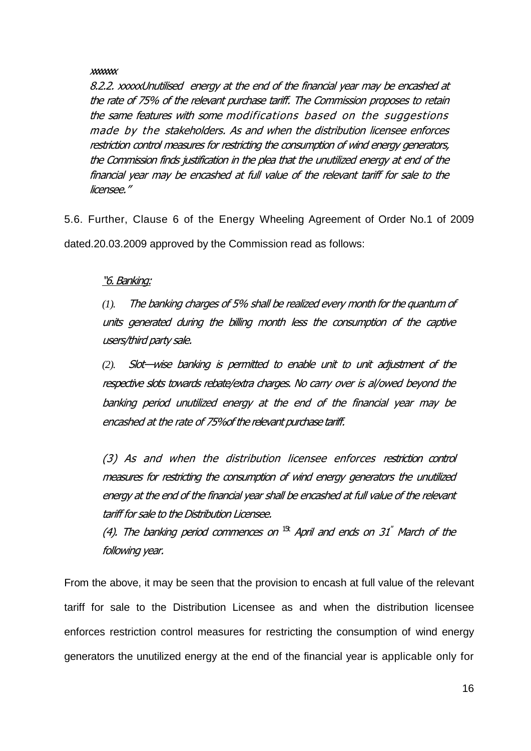*xxxxxx*

*8.2.2. xxxxxUnutilised energy at the end of the financial year may be encashed at the rate of 75% of the relevant purchase tariff. The Commission proposes to retain the same features with some modifications based on the suggestions made by the stakeholders. As and when the distribution licensee enforces restriction control measures for restricting the consumption of wind energy generators, the Commission finds justification in the plea that the unutilized energy at end of the financial year may be encashed at full value of the relevant tariff for sale to the licensee."*

5.6. Further, Clause 6 of the Energy Wheeling Agreement of Order No.1 of 2009 dated.20.03.2009 approved by the Commission read as follows:

*"6. Banking:*

*(1). The banking charges of 5% shall be realized every month for the quantum of units generated during the billing month less the consumption of the captive users/third party sale.*

*(2). Slot—wise banking is permitted to enable unit to unit adjustment of the respective slots towards rebate/extra charges. No carry over is al/owed beyond the banking period unutilized energy at the end of the financial year may be encashed at the rate of 75%of the relevant purchase tariff.*

*(3) As and when the distribution licensee enforces restriction control measures for restricting the consumption of wind energy generators the unutilized energy at the end of the financial year shall be encashed at full value of the relevant tariff for sale to the Distribution Licensee.*

*(4). The banking period commences on 1St April and ends on 31" March of the following year.*

From the above, it may be seen that the provision to encash at full value of the relevant tariff for sale to the Distribution Licensee as and when the distribution licensee enforces restriction control measures for restricting the consumption of wind energy generators the unutilized energy at the end of the financial year is applicable only for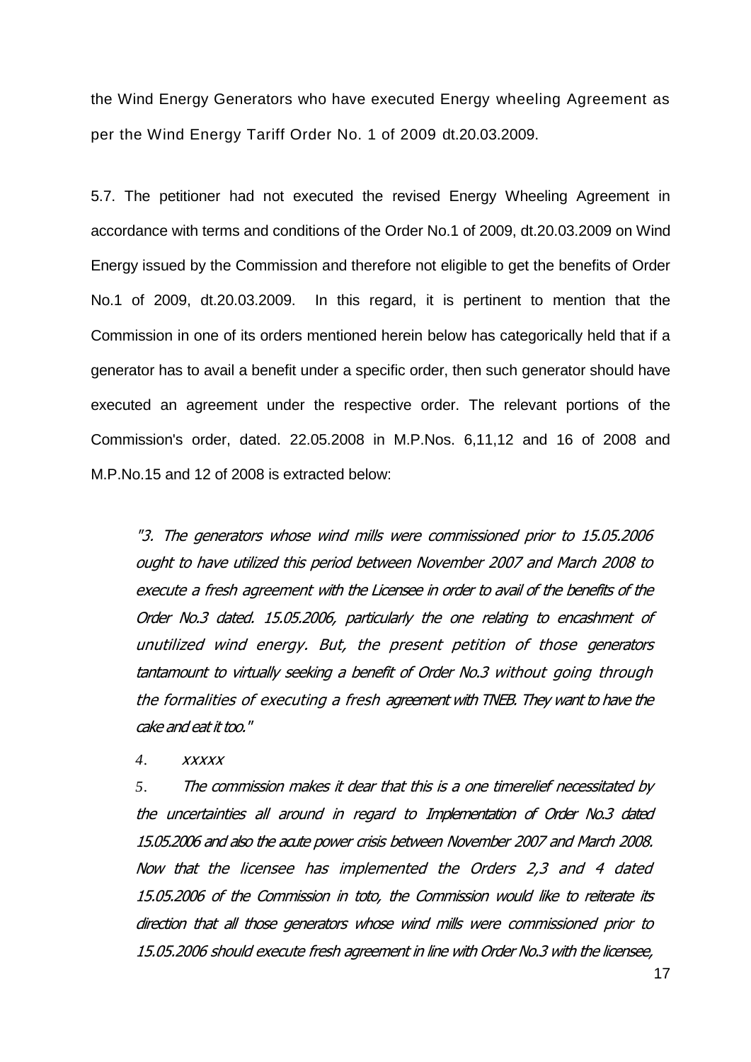the Wind Energy Generators who have executed Energy wheeling Agreement as per the Wind Energy Tariff Order No. 1 of 2009 dt.20.03.2009.

5.7. The petitioner had not executed the revised Energy Wheeling Agreement in accordance with terms and conditions of the Order No.1 of 2009, dt.20.03.2009 on Wind Energy issued by the Commission and therefore not eligible to get the benefits of Order No.1 of 2009, dt.20.03.2009. In this regard, it is pertinent to mention that the Commission in one of its orders mentioned herein below has categorically held that if a generator has to avail a benefit under a specific order, then such generator should have executed an agreement under the respective order. The relevant portions of the Commission's order, dated. 22.05.2008 in M.P.Nos. 6,11,12 and 16 of 2008 and M.P.No.15 and 12 of 2008 is extracted below:

> *"3. The generators whose wind mills were commissioned prior to 15.05.2006 ought to have utilized this period between November 2007 and March 2008 to execute a fresh agreement with the Licensee in order to avail of the benefits of the Order No.3 dated. 15.05.2006, particularly the one relating to encashment of unutilized wind energy. But, the present petition of those generators tantamount to virtually seeking a benefit of Order No.3 without going through the formalities of executing a fresh agreement with TNEB. They want to have the cake and eat it too."*
>
> *4. xxxxx*
>
> *5. The commission makes it dear that this is a one timerelief necessitated by the uncertainties all around in regard to Implementation of Order No.3 dated 15.05.2006 and also the acute power crisis between November 2007 and March 2008. Now that the licensee has implemented the Orders 2,3 and 4 dated 15.05.2006 of the Commission in toto, the Commission would like to reiterate its direction that all those generators whose wind mills were commissioned prior to 15.05.2006 should execute fresh agreement in line with Order No.3 with the licensee,*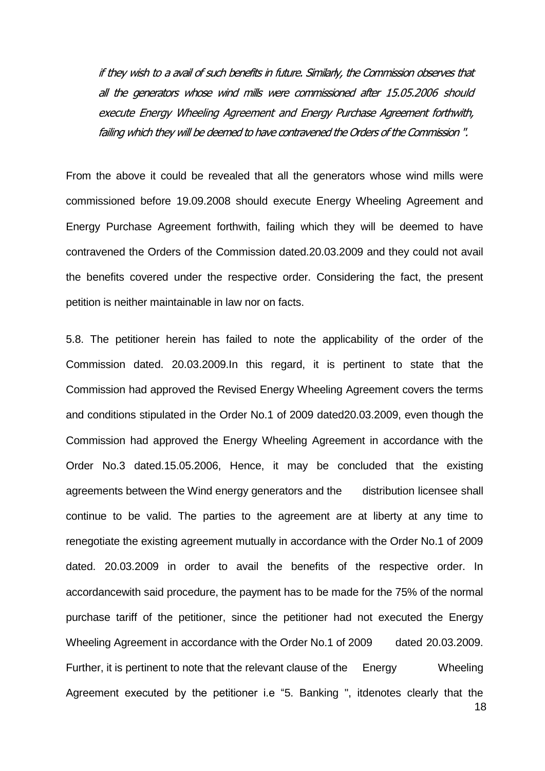*if they wish to a avail of such benefits in future. Similarly, the Commission observes that all the generators whose wind mills were commissioned after 15.05.2006 should execute Energy Wheeling Agreement and Energy Purchase Agreement forthwith, failing which they will be deemed to have contravened the Orders of the Commission ".*

From the above it could be revealed that all the generators whose wind mills were commissioned before 19.09.2008 should execute Energy Wheeling Agreement and Energy Purchase Agreement forthwith, failing which they will be deemed to have contravened the Orders of the Commission dated.20.03.2009 and they could not avail the benefits covered under the respective order. Considering the fact, the present petition is neither maintainable in law nor on facts.

5.8. The petitioner herein has failed to note the applicability of the order of the Commission dated. 20.03.2009.In this regard, it is pertinent to state that the Commission had approved the Revised Energy Wheeling Agreement covers the terms and conditions stipulated in the Order No.1 of 2009 dated20.03.2009, even though the Commission had approved the Energy Wheeling Agreement in accordance with the Order No.3 dated.15.05.2006, Hence, it may be concluded that the existing agreements between the Wind energy generators and the distribution licensee shall continue to be valid. The parties to the agreement are at liberty at any time to renegotiate the existing agreement mutually in accordance with the Order No.1 of 2009 dated. 20.03.2009 in order to avail the benefits of the respective order. In accordancewith said procedure, the payment has to be made for the 75% of the normal purchase tariff of the petitioner, since the petitioner had not executed the Energy Wheeling Agreement in accordance with the Order No.1 of 2009 dated 20.03.2009. Further, it is pertinent to note that the relevant clause of the Energy Wheeling Agreement executed by the petitioner i.e "5. Banking ", itdenotes clearly that the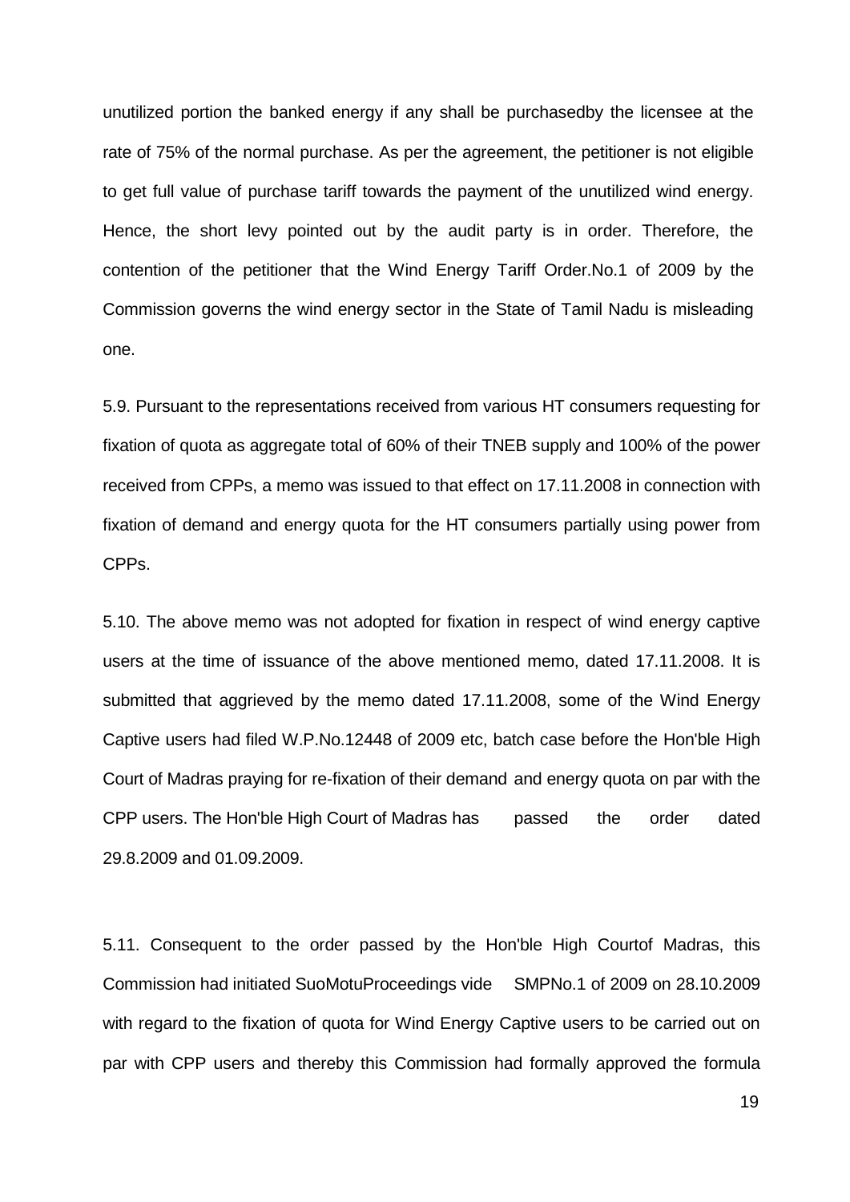unutilized portion the banked energy if any shall be purchasedby the licensee at the rate of 75% of the normal purchase. As per the agreement, the petitioner is not eligible to get full value of purchase tariff towards the payment of the unutilized wind energy. Hence, the short levy pointed out by the audit party is in order. Therefore, the contention of the petitioner that the Wind Energy Tariff Order.No.1 of 2009 by the Commission governs the wind energy sector in the State of Tamil Nadu is misleading one.

5.9. Pursuant to the representations received from various HT consumers requesting for fixation of quota as aggregate total of 60% of their TNEB supply and 100% of the power received from CPPs, a memo was issued to that effect on 17.11.2008 in connection with fixation of demand and energy quota for the HT consumers partially using power from CPPs.

5.10. The above memo was not adopted for fixation in respect of wind energy captive users at the time of issuance of the above mentioned memo, dated 17.11.2008. It is submitted that aggrieved by the memo dated 17.11.2008, some of the Wind Energy Captive users had filed W.P.No.12448 of 2009 etc, batch case before the Hon'ble High Court of Madras praying for re-fixation of their demand and energy quota on par with the CPP users. The Hon'ble High Court of Madras has passed the order dated 29.8.2009 and 01.09.2009.

5.11. Consequent to the order passed by the Hon'ble High Courtof Madras, this Commission had initiated SuoMotuProceedings vide SMPNo.1 of 2009 on 28.10.2009 with regard to the fixation of quota for Wind Energy Captive users to be carried out on par with CPP users and thereby this Commission had formally approved the formula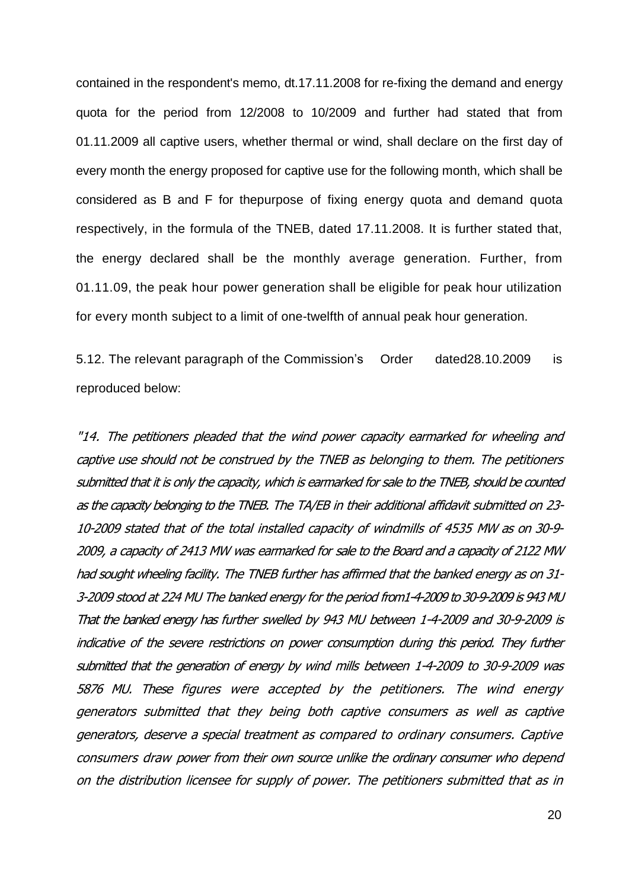contained in the respondent's memo, dt.17.11.2008 for re-fixing the demand and energy quota for the period from 12/2008 to 10/2009 and further had stated that from 01.11.2009 all captive users, whether thermal or wind, shall declare on the first day of every month the energy proposed for captive use for the following month, which shall be considered as B and F for thepurpose of fixing energy quota and demand quota respectively, in the formula of the TNEB, dated 17.11.2008. It is further stated that, the energy declared shall be the monthly average generation. Further, from 01.11.09, the peak hour power generation shall be eligible for peak hour utilization for every month subject to a limit of one-twelfth of annual peak hour generation.

5.12. The relevant paragraph of the Commission's Order dated28.10.2009 is reproduced below:

*"14. The petitioners pleaded that the wind power capacity earmarked for wheeling and captive use should not be construed by the TNEB as belonging to them. The petitioners submitted that it is only the capacity, which is earmarked for sale to the TNEB, should be counted as the capacity belonging to the TNEB. The TA/EB in their additional affidavit submitted on 23-10-2009 stated that of the total installed capacity of windmills of 4535 MW as on 30-9-2009, a capacity of 2413 MW was earmarked for sale to the Board and a capacity of 2122 MW had sought wheeling facility. The TNEB further has affirmed that the banked energy as on 31-3-2009 stood at 224 MU The banked energy for the period from1-4-2009 to 30-9-2009 is 943 MU That the banked energy has further swelled by 943 MU between 1-4-2009 and 30-9-2009 is indicative of the severe restrictions on power consumption during this period. They further submitted that the generation of energy by wind mills between 1-4-2009 to 30-9-2009 was 5876 MU. These figures were accepted by the petitioners. The wind energy generators submitted that they being both captive consumers as well as captive generators, deserve a special treatment as compared to ordinary consumers. Captive consumers draw power from their own source unlike the ordinary consumer who depend on the distribution licensee for supply of power. The petitioners submitted that as in*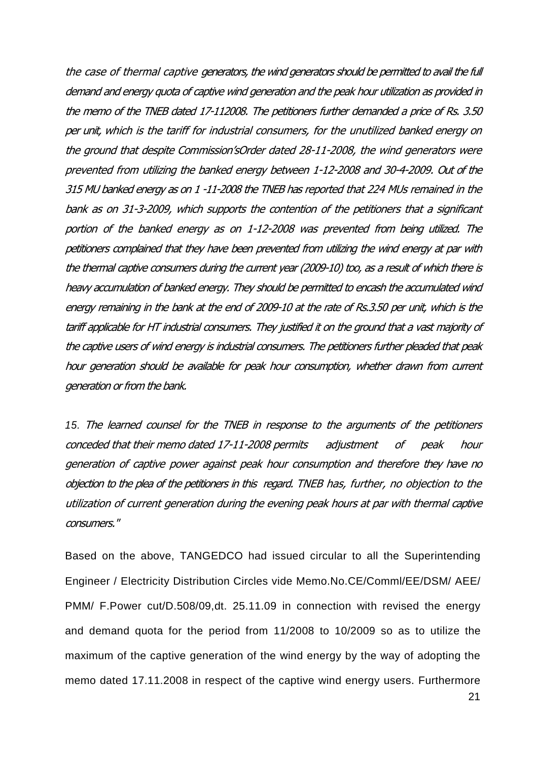*the case of thermal captive generators, the wind generators should be permitted to avail the full demand and energy quota of captive wind generation and the peak hour utilization as provided in the memo of the TNEB dated 17-112008. The petitioners further demanded a price of Rs. 3.50 per unit, which is the tariff for industrial consumers, for the unutilized banked energy on the ground that despite Commission'sOrder dated 28-11-2008, the wind generators were prevented from utilizing the banked energy between 1-12-2008 and 30-4-2009. Out of the 315 MU banked energy as on 1 -11-2008 the TNEB has reported that 224 MUs remained in the bank as on 31-3-2009, which supports the contention of the petitioners that a significant portion of the banked energy as on 1-12-2008 was prevented from being utilized. The petitioners complained that they have been prevented from utilizing the wind energy at par with the thermal captive consumers during the current year (2009-10) too, as a result of which there is heavy accumulation of banked energy. They should be permitted to encash the accumulated wind energy remaining in the bank at the end of 2009-10 at the rate of Rs.3.50 per unit, which is the tariff applicable for HT industrial consumers. They justified it on the ground that a vast majority of the captive users of wind energy is industrial consumers. The petitioners further pleaded that peak hour generation should be available for peak hour consumption, whether drawn from current generation or from the bank.*

*15. The learned counsel for the TNEB in response to the arguments of the petitioners conceded that their memo dated 17-11-2008 permits adjustment of peak hour generation of captive power against peak hour consumption and therefore they have no objection to the plea of the petitioners in this regard. TNEB has, further, no objection to the utilization of current generation during the evening peak hours at par with thermal captive consumers."*

Based on the above, TANGEDCO had issued circular to all the Superintending Engineer / Electricity Distribution Circles vide Memo.No.CE/Comml/EE/DSM/ AEE/ PMM/ F.Power cut/D.508/09,dt. 25.11.09 in connection with revised the energy and demand quota for the period from 11/2008 to 10/2009 so as to utilize the maximum of the captive generation of the wind energy by the way of adopting the memo dated 17.11.2008 in respect of the captive wind energy users. Furthermore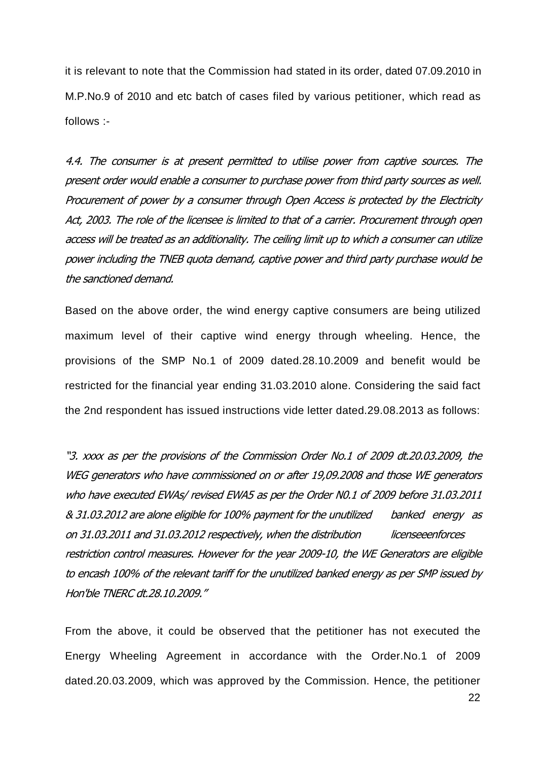it is relevant to note that the Commission had stated in its order, dated 07.09.2010 in M.P.No.9 of 2010 and etc batch of cases filed by various petitioner, which read as follows :-

*4.4. The consumer is at present permitted to utilise power from captive sources. The present order would enable a consumer to purchase power from third party sources as well. Procurement of power by a consumer through Open Access is protected by the Electricity Act, 2003. The role of the licensee is limited to that of a carrier. Procurement through open access will be treated as an additionality. The ceiling limit up to which a consumer can utilize power including the TNEB quota demand, captive power and third party purchase would be the sanctioned demand.*

Based on the above order, the wind energy captive consumers are being utilized maximum level of their captive wind energy through wheeling. Hence, the provisions of the SMP No.1 of 2009 dated.28.10.2009 and benefit would be restricted for the financial year ending 31.03.2010 alone. Considering the said fact the 2nd respondent has issued instructions vide letter dated.29.08.2013 as follows:

*"3. xxxx as per the provisions of the Commission Order No.1 of 2009 dt.20.03.2009, the WEG generators who have commissioned on or after 19,09.2008 and those WE generators who have executed EWAs/ revised EWA5 as per the Order N0.1 of 2009 before 31.03.2011 & 31.03.2012 are alone eligible for 100% payment for the unutilized banked energy as on 31.03.2011 and 31.03.2012 respectively, when the distribution licenseeenforces restriction control measures. However for the year 2009-10, the WE Generators are eligible to encash 100% of the relevant tariff for the unutilized banked energy as per SMP issued by Hon'ble TNERC dt.28.10.2009."*

From the above, it could be observed that the petitioner has not executed the Energy Wheeling Agreement in accordance with the Order.No.1 of 2009 dated.20.03.2009, which was approved by the Commission. Hence, the petitioner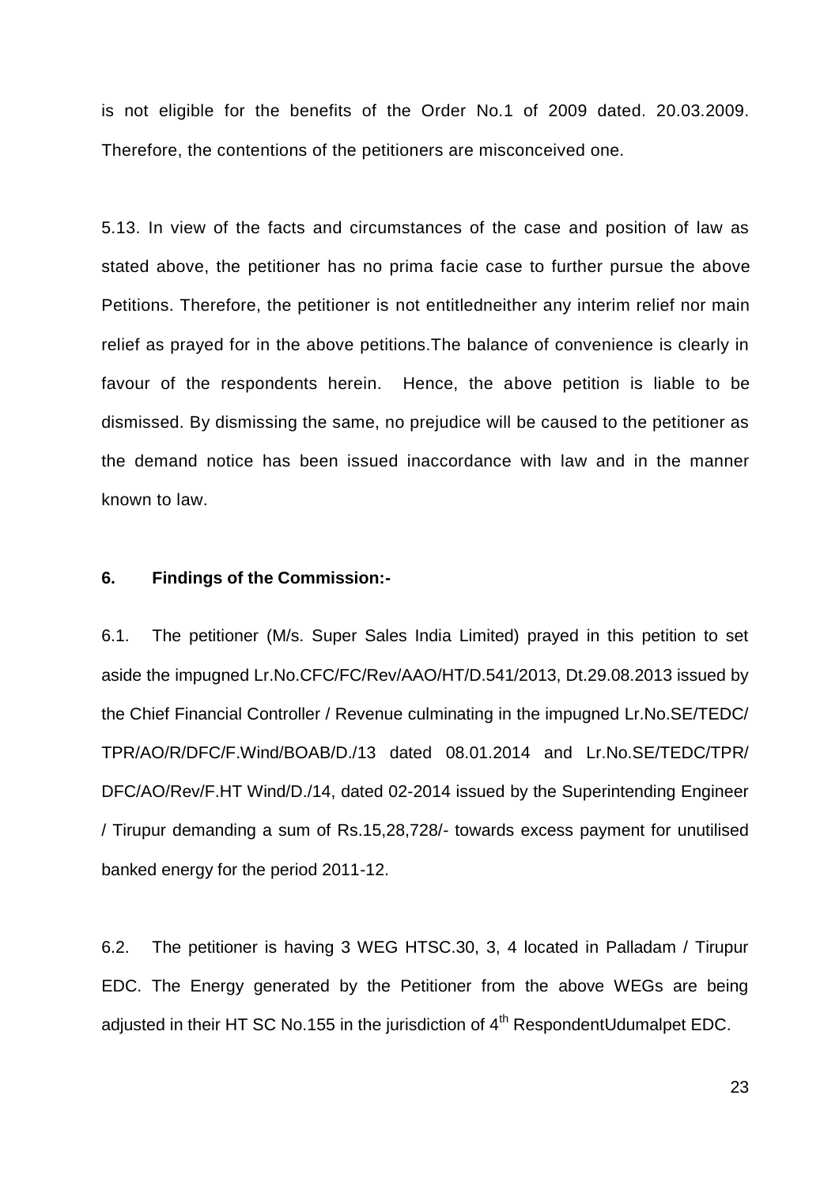is not eligible for the benefits of the Order No.1 of 2009 dated. 20.03.2009. Therefore, the contentions of the petitioners are misconceived one.

5.13. In view of the facts and circumstances of the case and position of law as stated above, the petitioner has no prima facie case to further pursue the above Petitions. Therefore, the petitioner is not entitledneither any interim relief nor main relief as prayed for in the above petitions.The balance of convenience is clearly in favour of the respondents herein. Hence, the above petition is liable to be dismissed. By dismissing the same, no prejudice will be caused to the petitioner as the demand notice has been issued inaccordance with law and in the manner known to law.

**6. Findings of the Commission:-**

6.1. The petitioner (M/s. Super Sales India Limited) prayed in this petition to set aside the impugned Lr.No.CFC/FC/Rev/AAO/HT/D.541/2013, Dt.29.08.2013 issued by the Chief Financial Controller / Revenue culminating in the impugned Lr.No.SE/TEDC/TPR/AO/R/DFC/F.Wind/BOAB/D./13 dated 08.01.2014 and Lr.No.SE/TEDC/TPR/DFC/AO/Rev/F.HT Wind/D./14, dated 02-2014 issued by the Superintending Engineer / Tirupur demanding a sum of Rs.15,28,728/- towards excess payment for unutilised banked energy for the period 2011-12.

6.2. The petitioner is having 3 WEG HTSC.30, 3, 4 located in Palladam / Tirupur EDC. The Energy generated by the Petitioner from the above WEGs are being adjusted in their HT SC No.155 in the jurisdiction of 4th RespondentUdumalpet EDC.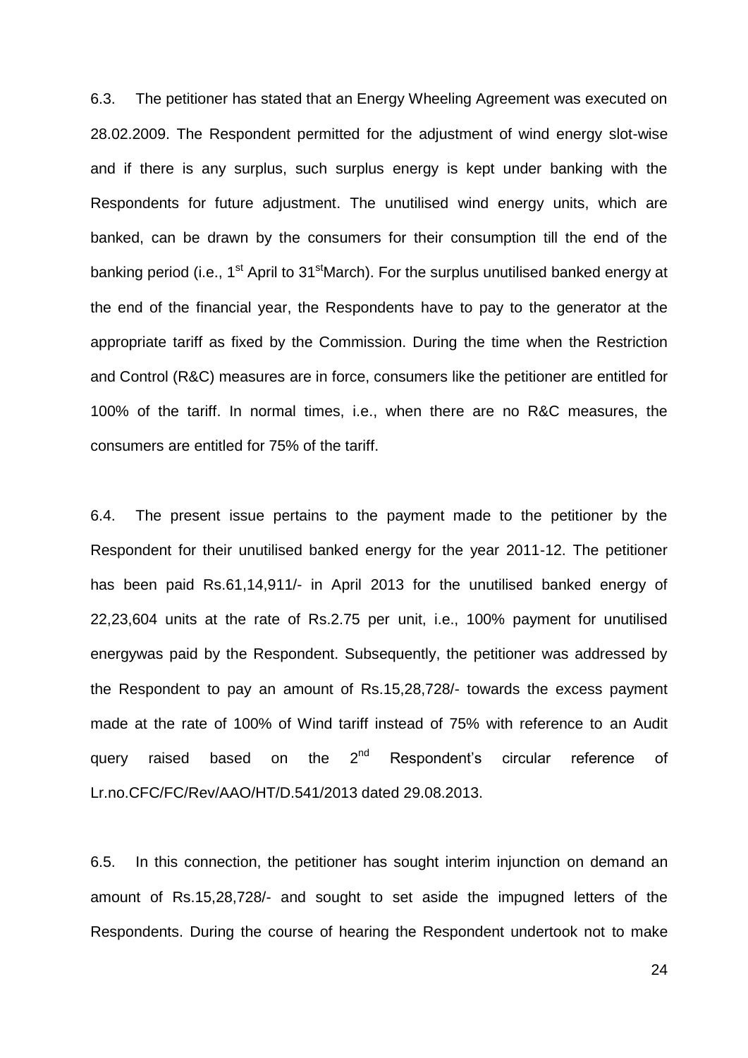6.3. The petitioner has stated that an Energy Wheeling Agreement was executed on 28.02.2009. The Respondent permitted for the adjustment of wind energy slot-wise and if there is any surplus, such surplus energy is kept under banking with the Respondents for future adjustment. The unutilised wind energy units, which are banked, can be drawn by the consumers for their consumption till the end of the banking period (i.e., 1st April to 31stMarch). For the surplus unutilised banked energy at the end of the financial year, the Respondents have to pay to the generator at the appropriate tariff as fixed by the Commission. During the time when the Restriction and Control (R&C) measures are in force, consumers like the petitioner are entitled for 100% of the tariff. In normal times, i.e., when there are no R&C measures, the consumers are entitled for 75% of the tariff.

6.4. The present issue pertains to the payment made to the petitioner by the Respondent for their unutilised banked energy for the year 2011-12. The petitioner has been paid Rs.61,14,911/- in April 2013 for the unutilised banked energy of 22,23,604 units at the rate of Rs.2.75 per unit, i.e., 100% payment for unutilised energywas paid by the Respondent. Subsequently, the petitioner was addressed by the Respondent to pay an amount of Rs.15,28,728/- towards the excess payment made at the rate of 100% of Wind tariff instead of 75% with reference to an Audit query raised based on the 2nd Respondent's circular reference of Lr.no.CFC/FC/Rev/AAO/HT/D.541/2013 dated 29.08.2013.

6.5. In this connection, the petitioner has sought interim injunction on demand an amount of Rs.15,28,728/- and sought to set aside the impugned letters of the Respondents. During the course of hearing the Respondent undertook not to make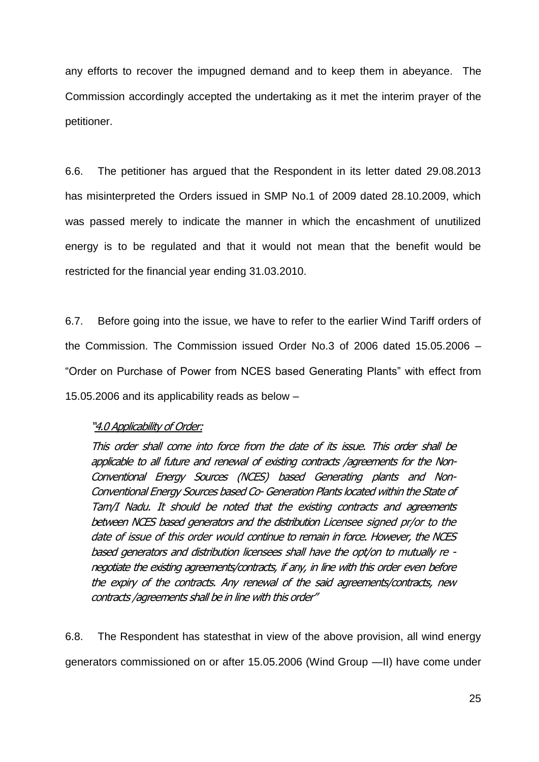any efforts to recover the impugned demand and to keep them in abeyance. The Commission accordingly accepted the undertaking as it met the interim prayer of the petitioner.

6.6. The petitioner has argued that the Respondent in its letter dated 29.08.2013 has misinterpreted the Orders issued in SMP No.1 of 2009 dated 28.10.2009, which was passed merely to indicate the manner in which the encashment of unutilized energy is to be regulated and that it would not mean that the benefit would be restricted for the financial year ending 31.03.2010.

6.7. Before going into the issue, we have to refer to the earlier Wind Tariff orders of the Commission. The Commission issued Order No.3 of 2006 dated 15.05.2006 – "Order on Purchase of Power from NCES based Generating Plants" with effect from 15.05.2006 and its applicability reads as below –

> *"4.0 Applicability of Order:*
>
> *This order shall come into force from the date of its issue. This order shall be applicable to all future and renewal of existing contracts /agreements for the Non-Conventional Energy Sources (NCES) based Generating plants and Non-Conventional Energy Sources based Co- Generation Plants located within the State of Tam/I Nadu. It should be noted that the existing contracts and agreements between NCES based generators and the distribution Licensee signed pr/or to the date of issue of this order would continue to remain in force. However, the NCES based generators and distribution licensees shall have the opt/on to mutually re - negotiate the existing agreements/contracts, if any, in line with this order even before the expiry of the contracts. Any renewal of the said agreements/contracts, new contracts /agreements shall be in line with this order"*

6.8. The Respondent has statesthat in view of the above provision, all wind energy generators commissioned on or after 15.05.2006 (Wind Group —II) have come under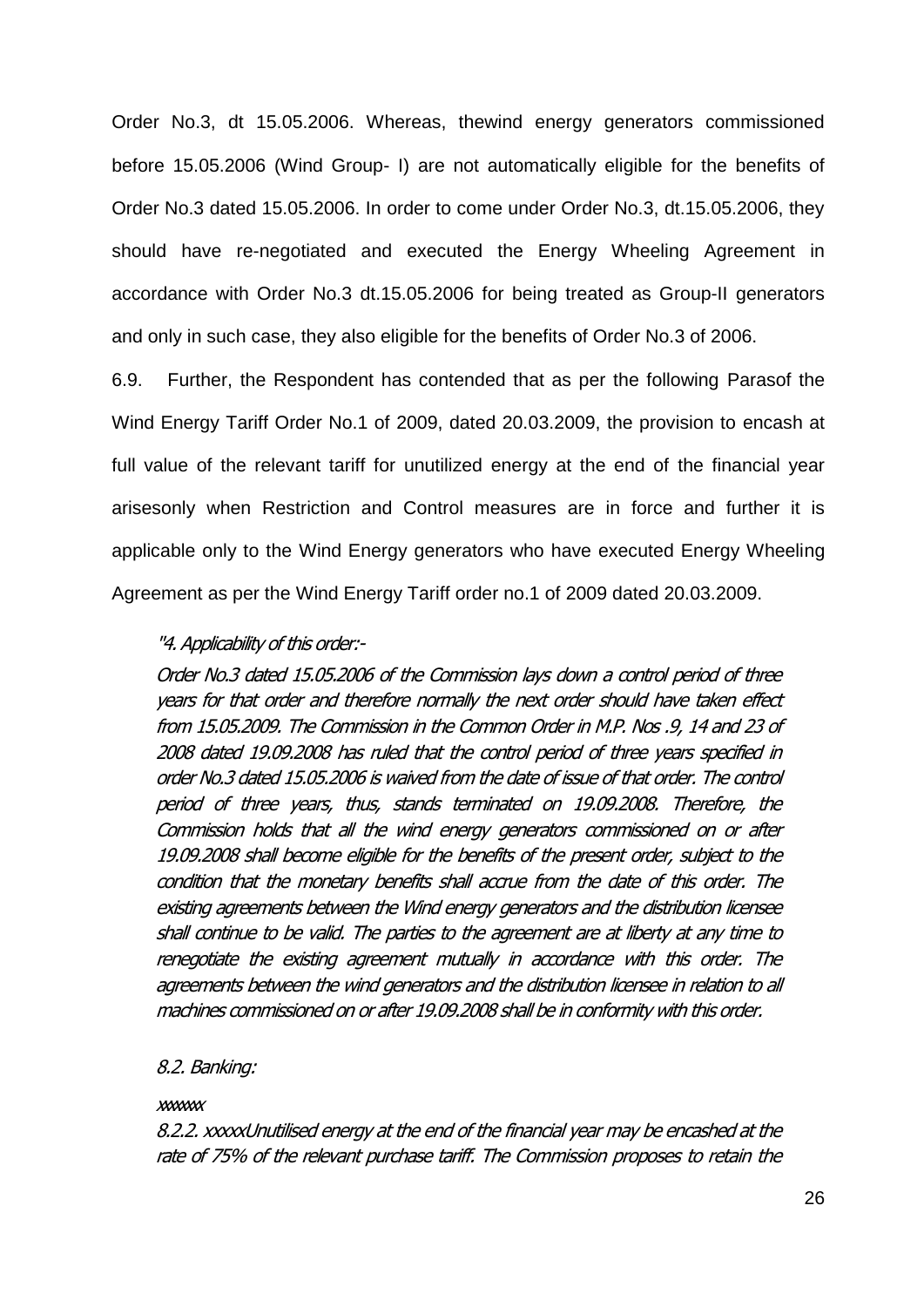Order No.3, dt 15.05.2006. Whereas, thewind energy generators commissioned before 15.05.2006 (Wind Group- I) are not automatically eligible for the benefits of Order No.3 dated 15.05.2006. In order to come under Order No.3, dt.15.05.2006, they should have re-negotiated and executed the Energy Wheeling Agreement in accordance with Order No.3 dt.15.05.2006 for being treated as Group-II generators and only in such case, they also eligible for the benefits of Order No.3 of 2006.

6.9. Further, the Respondent has contended that as per the following Parasof the Wind Energy Tariff Order No.1 of 2009, dated 20.03.2009, the provision to encash at full value of the relevant tariff for unutilized energy at the end of the financial year arisesonly when Restriction and Control measures are in force and further it is applicable only to the Wind Energy generators who have executed Energy Wheeling Agreement as per the Wind Energy Tariff order no.1 of 2009 dated 20.03.2009.

*"4. Applicability of this order:-*

*Order No.3 dated 15.05.2006 of the Commission lays down a control period of three years for that order and therefore normally the next order should have taken effect from 15.05.2009. The Commission in the Common Order in M.P. Nos .9, 14 and 23 of 2008 dated 19.09.2008 has ruled that the control period of three years specified in order No.3 dated 15.05.2006 is waived from the date of issue of that order. The control period of three years, thus, stands terminated on 19.09.2008. Therefore, the Commission holds that all the wind energy generators commissioned on or after 19.09.2008 shall become eligible for the benefits of the present order, subject to the condition that the monetary benefits shall accrue from the date of this order. The existing agreements between the Wind energy generators and the distribution licensee shall continue to be valid. The parties to the agreement are at liberty at any time to renegotiate the existing agreement mutually in accordance with this order. The agreements between the wind generators and the distribution licensee in relation to all machines commissioned on or after 19.09.2008 shall be in conformity with this order.*

*8.2. Banking:*

*xxxxxx*

*8.2.2. xxxxxUnutilised energy at the end of the financial year may be encashed at the rate of 75% of the relevant purchase tariff. The Commission proposes to retain the*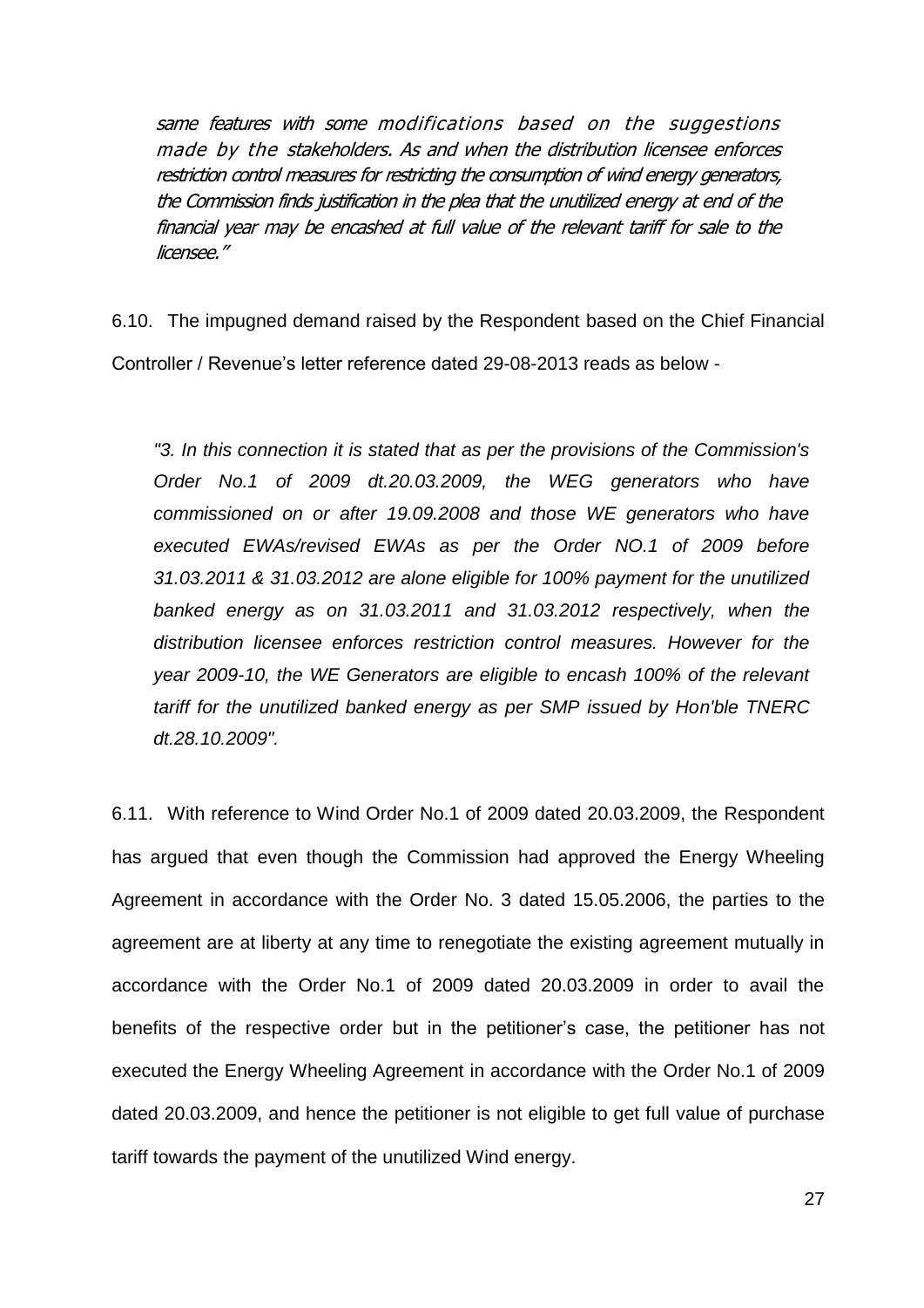*same features with some modifications based on the suggestions made by the stakeholders. As and when the distribution licensee enforces restriction control measures for restricting the consumption of wind energy generators, the Commission finds justification in the plea that the unutilized energy at end of the financial year may be encashed at full value of the relevant tariff for sale to the licensee."*

6.10. The impugned demand raised by the Respondent based on the Chief Financial Controller / Revenue's letter reference dated 29-08-2013 reads as below -

*"3. In this connection it is stated that as per the provisions of the Commission's Order No.1 of 2009 dt.20.03.2009, the WEG generators who have commissioned on or after 19.09.2008 and those WE generators who have executed EWAs/revised EWAs as per the Order NO.1 of 2009 before 31.03.2011 & 31.03.2012 are alone eligible for 100% payment for the unutilized banked energy as on 31.03.2011 and 31.03.2012 respectively, when the distribution licensee enforces restriction control measures. However for the year 2009-10, the WE Generators are eligible to encash 100% of the relevant tariff for the unutilized banked energy as per SMP issued by Hon'ble TNERC dt.28.10.2009".*

6.11. With reference to Wind Order No.1 of 2009 dated 20.03.2009, the Respondent has argued that even though the Commission had approved the Energy Wheeling Agreement in accordance with the Order No. 3 dated 15.05.2006, the parties to the agreement are at liberty at any time to renegotiate the existing agreement mutually in accordance with the Order No.1 of 2009 dated 20.03.2009 in order to avail the benefits of the respective order but in the petitioner's case, the petitioner has not executed the Energy Wheeling Agreement in accordance with the Order No.1 of 2009 dated 20.03.2009, and hence the petitioner is not eligible to get full value of purchase tariff towards the payment of the unutilized Wind energy.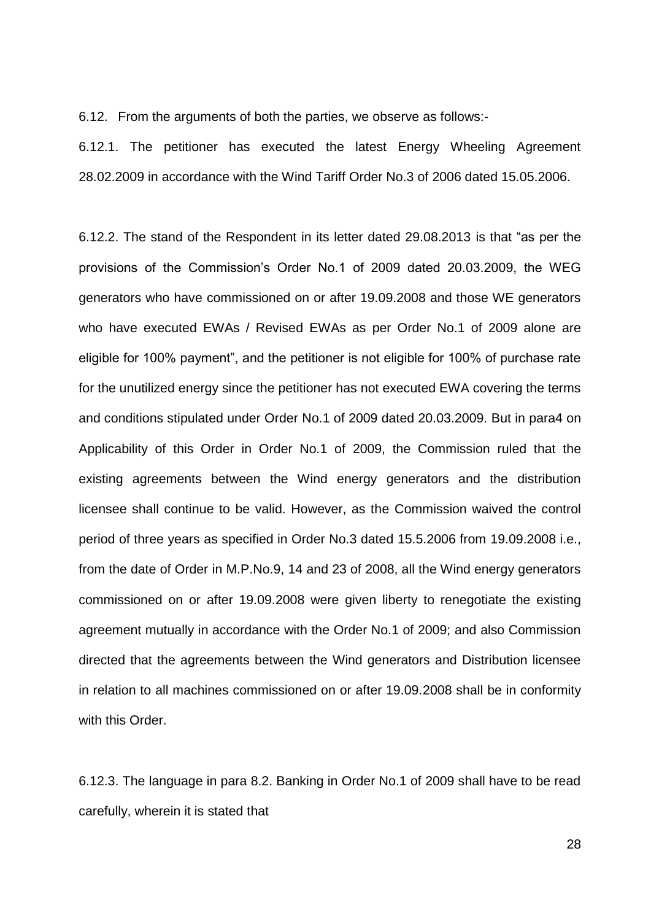6.12. From the arguments of both the parties, we observe as follows:-

6.12.1. The petitioner has executed the latest Energy Wheeling Agreement 28.02.2009 in accordance with the Wind Tariff Order No.3 of 2006 dated 15.05.2006.

6.12.2. The stand of the Respondent in its letter dated 29.08.2013 is that "as per the provisions of the Commission's Order No.1 of 2009 dated 20.03.2009, the WEG generators who have commissioned on or after 19.09.2008 and those WE generators who have executed EWAs / Revised EWAs as per Order No.1 of 2009 alone are eligible for 100% payment", and the petitioner is not eligible for 100% of purchase rate for the unutilized energy since the petitioner has not executed EWA covering the terms and conditions stipulated under Order No.1 of 2009 dated 20.03.2009. But in para4 on Applicability of this Order in Order No.1 of 2009, the Commission ruled that the existing agreements between the Wind energy generators and the distribution licensee shall continue to be valid. However, as the Commission waived the control period of three years as specified in Order No.3 dated 15.5.2006 from 19.09.2008 i.e., from the date of Order in M.P.No.9, 14 and 23 of 2008, all the Wind energy generators commissioned on or after 19.09.2008 were given liberty to renegotiate the existing agreement mutually in accordance with the Order No.1 of 2009; and also Commission directed that the agreements between the Wind generators and Distribution licensee in relation to all machines commissioned on or after 19.09.2008 shall be in conformity with this Order.

6.12.3. The language in para 8.2. Banking in Order No.1 of 2009 shall have to be read carefully, wherein it is stated that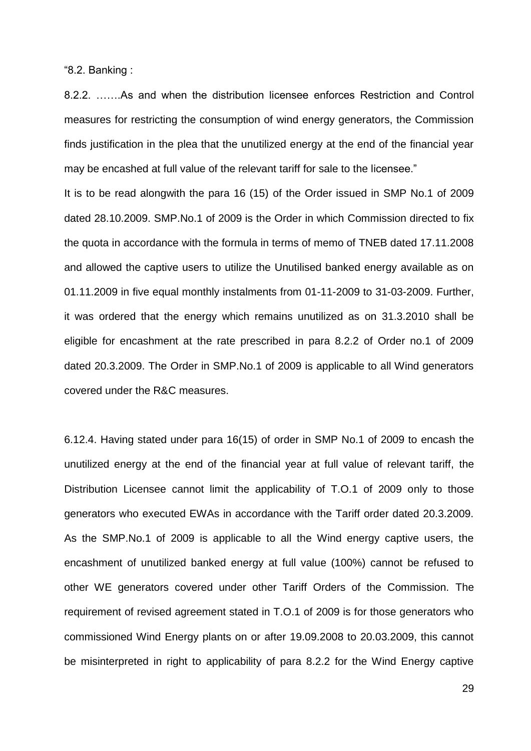"8.2. Banking :

8.2.2. …….As and when the distribution licensee enforces Restriction and Control measures for restricting the consumption of wind energy generators, the Commission finds justification in the plea that the unutilized energy at the end of the financial year may be encashed at full value of the relevant tariff for sale to the licensee."

It is to be read alongwith the para 16 (15) of the Order issued in SMP No.1 of 2009 dated 28.10.2009. SMP.No.1 of 2009 is the Order in which Commission directed to fix the quota in accordance with the formula in terms of memo of TNEB dated 17.11.2008 and allowed the captive users to utilize the Unutilised banked energy available as on 01.11.2009 in five equal monthly instalments from 01-11-2009 to 31-03-2009. Further, it was ordered that the energy which remains unutilized as on 31.3.2010 shall be eligible for encashment at the rate prescribed in para 8.2.2 of Order no.1 of 2009 dated 20.3.2009. The Order in SMP.No.1 of 2009 is applicable to all Wind generators covered under the R&C measures.

6.12.4. Having stated under para 16(15) of order in SMP No.1 of 2009 to encash the unutilized energy at the end of the financial year at full value of relevant tariff, the Distribution Licensee cannot limit the applicability of T.O.1 of 2009 only to those generators who executed EWAs in accordance with the Tariff order dated 20.3.2009. As the SMP.No.1 of 2009 is applicable to all the Wind energy captive users, the encashment of unutilized banked energy at full value (100%) cannot be refused to other WE generators covered under other Tariff Orders of the Commission. The requirement of revised agreement stated in T.O.1 of 2009 is for those generators who commissioned Wind Energy plants on or after 19.09.2008 to 20.03.2009, this cannot be misinterpreted in right to applicability of para 8.2.2 for the Wind Energy captive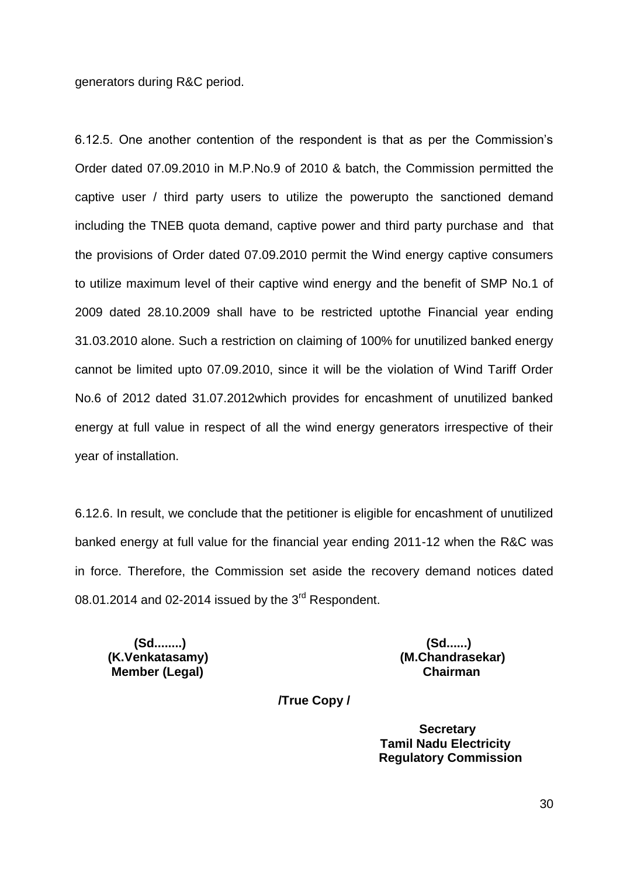generators during R&C period.

6.12.5. One another contention of the respondent is that as per the Commission's Order dated 07.09.2010 in M.P.No.9 of 2010 & batch, the Commission permitted the captive user / third party users to utilize the powerupto the sanctioned demand including the TNEB quota demand, captive power and third party purchase and that the provisions of Order dated 07.09.2010 permit the Wind energy captive consumers to utilize maximum level of their captive wind energy and the benefit of SMP No.1 of 2009 dated 28.10.2009 shall have to be restricted uptothe Financial year ending 31.03.2010 alone. Such a restriction on claiming of 100% for unutilized banked energy cannot be limited upto 07.09.2010, since it will be the violation of Wind Tariff Order No.6 of 2012 dated 31.07.2012which provides for encashment of unutilized banked energy at full value in respect of all the wind energy generators irrespective of their year of installation.

6.12.6. In result, we conclude that the petitioner is eligible for encashment of unutilized banked energy at full value for the financial year ending 2011-12 when the R&C was in force. Therefore, the Commission set aside the recovery demand notices dated 08.01.2014 and 02-2014 issued by the 3rd Respondent.

**(Sd........)**
**(K.Venkatasamy)**
**Member (Legal)**

**(Sd......)**
**(M.Chandrasekar)**
**Chairman**

**/True Copy /**

**Secretary**
**Tamil Nadu Electricity**
**Regulatory Commission**